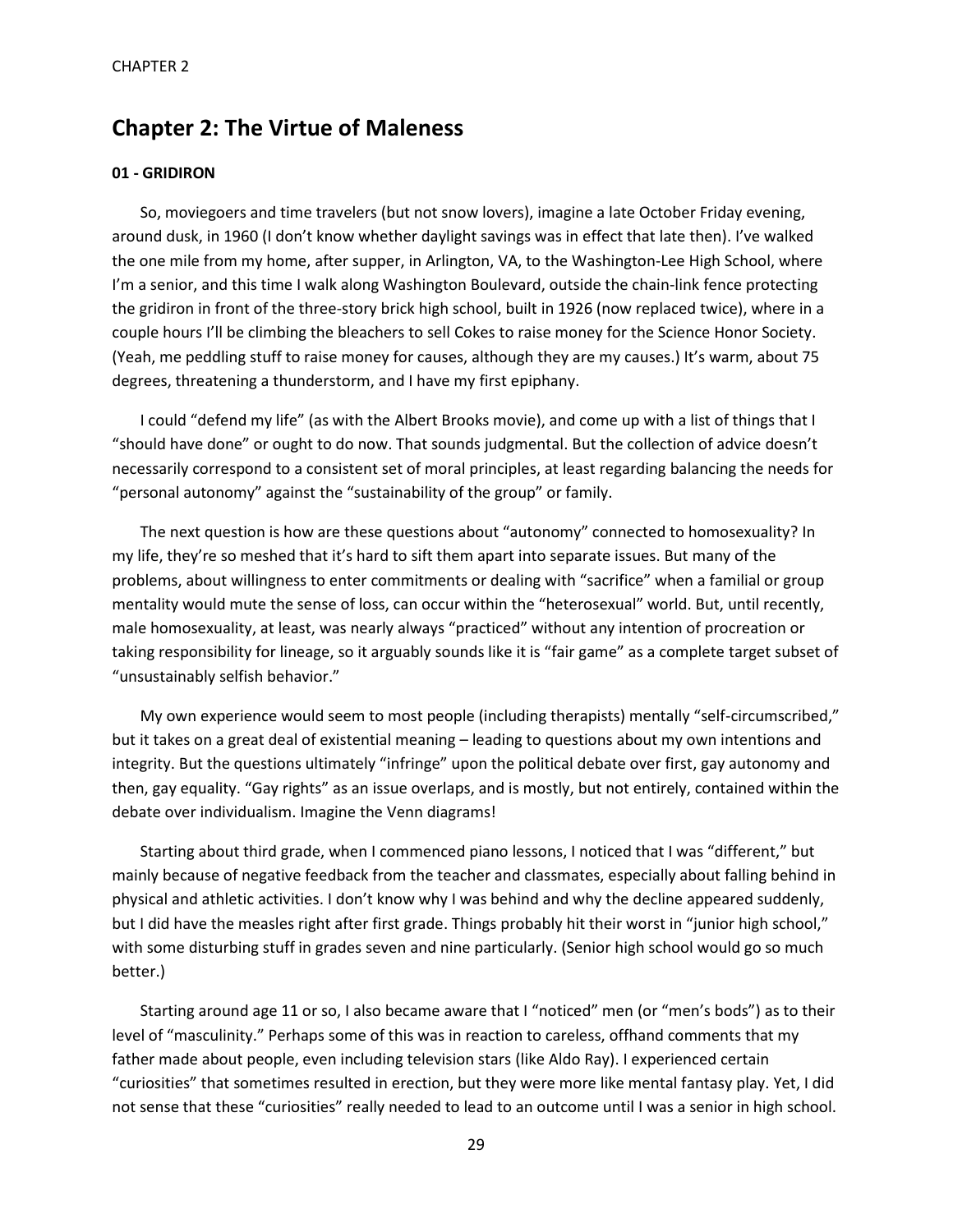# Chapter 2: The Virtue of Maleness

### 01 - GRIDIRON

So, moviegoers and time travelers (but not snow lovers), imagine a late October Friday evening, around dusk, in 1960 (I don't know whether daylight savings was in effect that late then). I've walked the one mile from my home, after supper, in Arlington, VA, to the Washington-Lee High School, where I'm a senior, and this time I walk along Washington Boulevard, outside the chain-link fence protecting the gridiron in front of the three-story brick high school, built in 1926 (now replaced twice), where in a couple hours I'll be climbing the bleachers to sell Cokes to raise money for the Science Honor Society. (Yeah, me peddling stuff to raise money for causes, although they are my causes.) It's warm, about 75 degrees, threatening a thunderstorm, and I have my first epiphany.

I could "defend my life" (as with the Albert Brooks movie), and come up with a list of things that I "should have done" or ought to do now. That sounds judgmental. But the collection of advice doesn't necessarily correspond to a consistent set of moral principles, at least regarding balancing the needs for "personal autonomy" against the "sustainability of the group" or family.

The next question is how are these questions about "autonomy" connected to homosexuality? In my life, they're so meshed that it's hard to sift them apart into separate issues. But many of the problems, about willingness to enter commitments or dealing with "sacrifice" when a familial or group mentality would mute the sense of loss, can occur within the "heterosexual" world. But, until recently, male homosexuality, at least, was nearly always "practiced" without any intention of procreation or taking responsibility for lineage, so it arguably sounds like it is "fair game" as a complete target subset of "unsustainably selfish behavior."

My own experience would seem to most people (including therapists) mentally "self-circumscribed," but it takes on a great deal of existential meaning – leading to questions about my own intentions and integrity. But the questions ultimately "infringe" upon the political debate over first, gay autonomy and then, gay equality. "Gay rights" as an issue overlaps, and is mostly, but not entirely, contained within the debate over individualism. Imagine the Venn diagrams!

Starting about third grade, when I commenced piano lessons, I noticed that I was "different," but mainly because of negative feedback from the teacher and classmates, especially about falling behind in physical and athletic activities. I don't know why I was behind and why the decline appeared suddenly, but I did have the measles right after first grade. Things probably hit their worst in "junior high school," with some disturbing stuff in grades seven and nine particularly. (Senior high school would go so much better.)

Starting around age 11 or so, I also became aware that I "noticed" men (or "men's bods") as to their level of "masculinity." Perhaps some of this was in reaction to careless, offhand comments that my father made about people, even including television stars (like Aldo Ray). I experienced certain "curiosities" that sometimes resulted in erection, but they were more like mental fantasy play. Yet, I did not sense that these "curiosities" really needed to lead to an outcome until I was a senior in high school.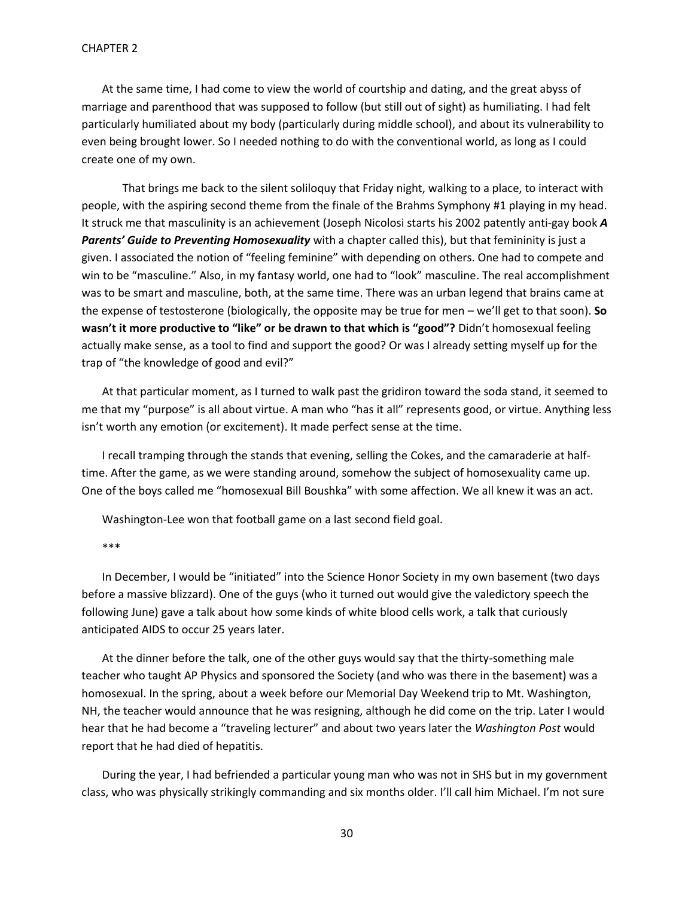At the same time, I had come to view the world of courtship and dating, and the great abyss of marriage and parenthood that was supposed to follow (but still out of sight) as humiliating. I had felt particularly humiliated about my body (particularly during middle school), and about its vulnerability to even being brought lower. So I needed nothing to do with the conventional world, as long as I could create one of my own.

That brings me back to the silent soliloquy that Friday night, walking to a place, to interact with people, with the aspiring second theme from the finale of the Brahms Symphony #1 playing in my head. It struck me that masculinity is an achievement (Joseph Nicolosi starts his 2002 patently anti-gay book ***A Parents' Guide to Preventing Homosexuality*** with a chapter called this), but that femininity is just a given. I associated the notion of "feeling feminine" with depending on others. One had to compete and win to be "masculine." Also, in my fantasy world, one had to "look" masculine. The real accomplishment was to be smart and masculine, both, at the same time. There was an urban legend that brains came at the expense of testosterone (biologically, the opposite may be true for men – we'll get to that soon). **So wasn't it more productive to "like" or be drawn to that which is "good"?** Didn't homosexual feeling actually make sense, as a tool to find and support the good? Or was I already setting myself up for the trap of "the knowledge of good and evil?"

At that particular moment, as I turned to walk past the gridiron toward the soda stand, it seemed to me that my "purpose" is all about virtue. A man who "has it all" represents good, or virtue. Anything less isn't worth any emotion (or excitement). It made perfect sense at the time.

I recall tramping through the stands that evening, selling the Cokes, and the camaraderie at half-time. After the game, as we were standing around, somehow the subject of homosexuality came up. One of the boys called me "homosexual Bill Boushka" with some affection. We all knew it was an act.

Washington-Lee won that football game on a last second field goal.

\*\*\*

In December, I would be "initiated" into the Science Honor Society in my own basement (two days before a massive blizzard). One of the guys (who it turned out would give the valedictory speech the following June) gave a talk about how some kinds of white blood cells work, a talk that curiously anticipated AIDS to occur 25 years later.

At the dinner before the talk, one of the other guys would say that the thirty-something male teacher who taught AP Physics and sponsored the Society (and who was there in the basement) was a homosexual. In the spring, about a week before our Memorial Day Weekend trip to Mt. Washington, NH, the teacher would announce that he was resigning, although he did come on the trip. Later I would hear that he had become a "traveling lecturer" and about two years later the *Washington Post* would report that he had died of hepatitis.

During the year, I had befriended a particular young man who was not in SHS but in my government class, who was physically strikingly commanding and six months older. I'll call him Michael. I'm not sure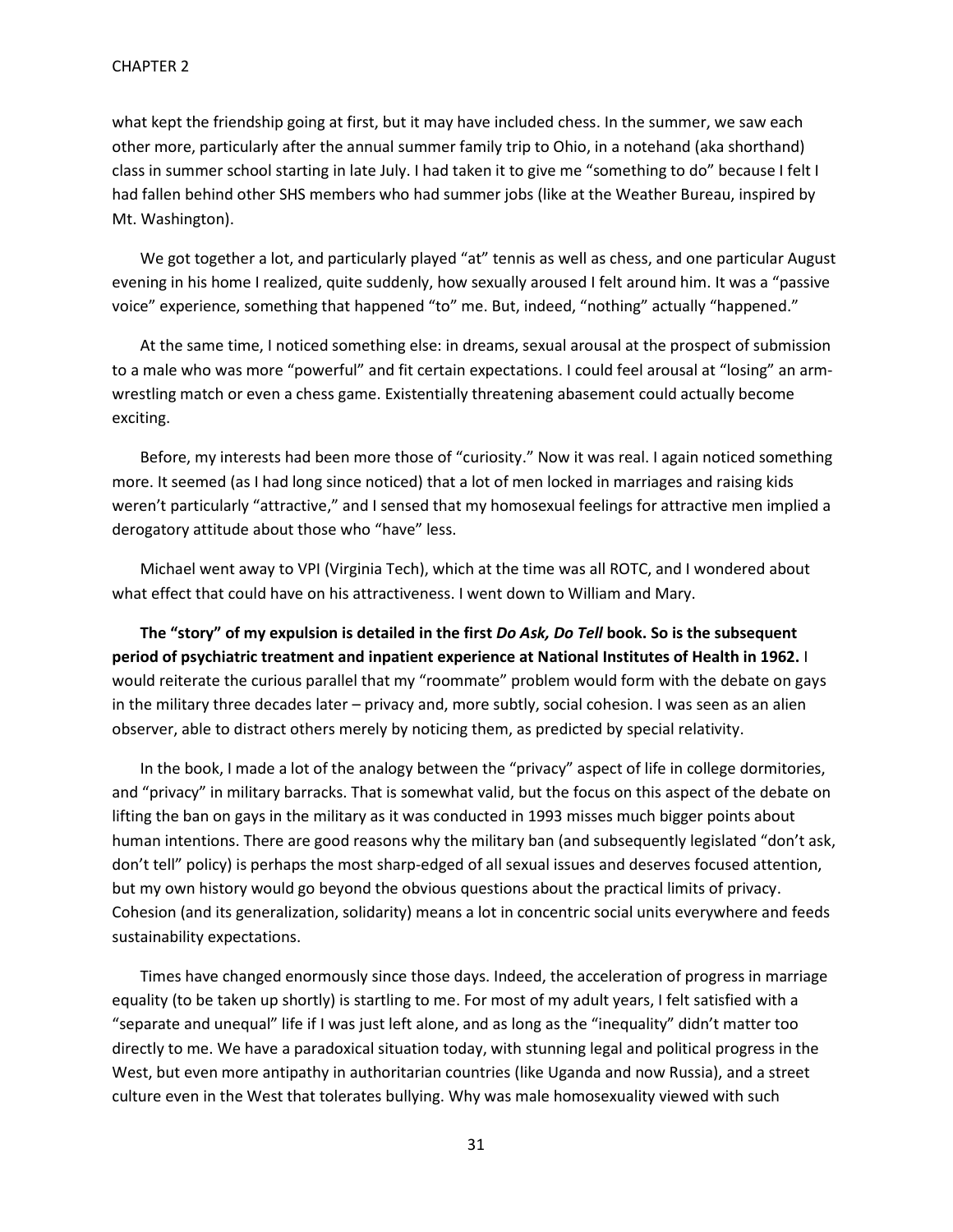what kept the friendship going at first, but it may have included chess. In the summer, we saw each other more, particularly after the annual summer family trip to Ohio, in a notehand (aka shorthand) class in summer school starting in late July. I had taken it to give me "something to do" because I felt I had fallen behind other SHS members who had summer jobs (like at the Weather Bureau, inspired by Mt. Washington).

We got together a lot, and particularly played "at" tennis as well as chess, and one particular August evening in his home I realized, quite suddenly, how sexually aroused I felt around him. It was a "passive voice" experience, something that happened "to" me. But, indeed, "nothing" actually "happened."

At the same time, I noticed something else: in dreams, sexual arousal at the prospect of submission to a male who was more "powerful" and fit certain expectations. I could feel arousal at "losing" an arm-wrestling match or even a chess game. Existentially threatening abasement could actually become exciting.

Before, my interests had been more those of "curiosity." Now it was real. I again noticed something more. It seemed (as I had long since noticed) that a lot of men locked in marriages and raising kids weren't particularly "attractive," and I sensed that my homosexual feelings for attractive men implied a derogatory attitude about those who "have" less.

Michael went away to VPI (Virginia Tech), which at the time was all ROTC, and I wondered about what effect that could have on his attractiveness. I went down to William and Mary.

**The "story" of my expulsion is detailed in the first *Do Ask, Do Tell* book. So is the subsequent period of psychiatric treatment and inpatient experience at National Institutes of Health in 1962.** I would reiterate the curious parallel that my "roommate" problem would form with the debate on gays in the military three decades later – privacy and, more subtly, social cohesion. I was seen as an alien observer, able to distract others merely by noticing them, as predicted by special relativity.

In the book, I made a lot of the analogy between the "privacy" aspect of life in college dormitories, and "privacy" in military barracks. That is somewhat valid, but the focus on this aspect of the debate on lifting the ban on gays in the military as it was conducted in 1993 misses much bigger points about human intentions. There are good reasons why the military ban (and subsequently legislated "don't ask, don't tell" policy) is perhaps the most sharp-edged of all sexual issues and deserves focused attention, but my own history would go beyond the obvious questions about the practical limits of privacy. Cohesion (and its generalization, solidarity) means a lot in concentric social units everywhere and feeds sustainability expectations.

Times have changed enormously since those days. Indeed, the acceleration of progress in marriage equality (to be taken up shortly) is startling to me. For most of my adult years, I felt satisfied with a "separate and unequal" life if I was just left alone, and as long as the "inequality" didn't matter too directly to me. We have a paradoxical situation today, with stunning legal and political progress in the West, but even more antipathy in authoritarian countries (like Uganda and now Russia), and a street culture even in the West that tolerates bullying. Why was male homosexuality viewed with such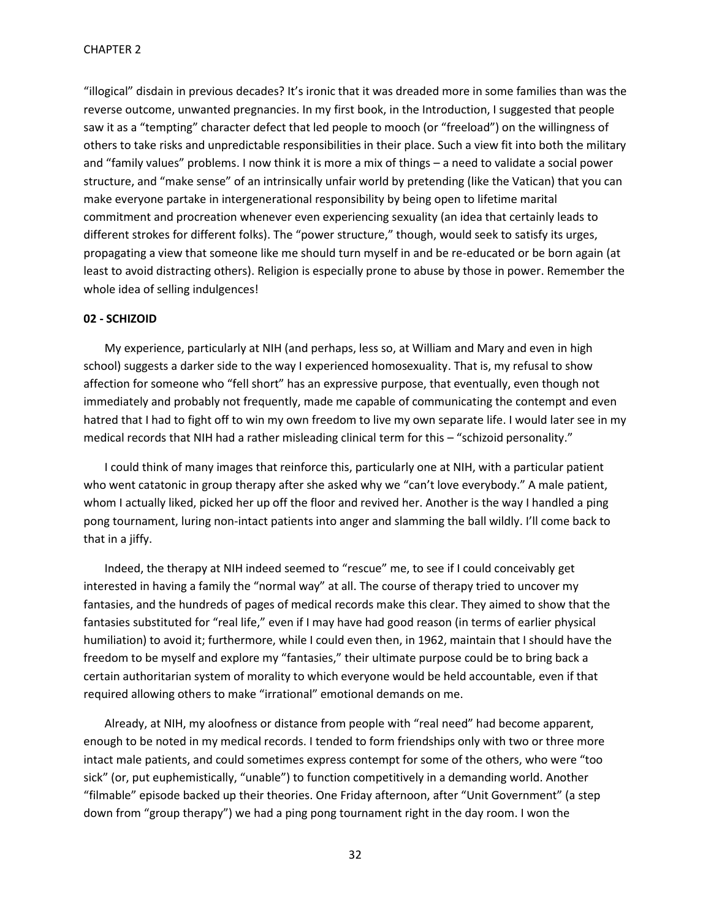"illogical" disdain in previous decades? It's ironic that it was dreaded more in some families than was the reverse outcome, unwanted pregnancies. In my first book, in the Introduction, I suggested that people saw it as a "tempting" character defect that led people to mooch (or "freeload") on the willingness of others to take risks and unpredictable responsibilities in their place. Such a view fit into both the military and "family values" problems. I now think it is more a mix of things – a need to validate a social power structure, and "make sense" of an intrinsically unfair world by pretending (like the Vatican) that you can make everyone partake in intergenerational responsibility by being open to lifetime marital commitment and procreation whenever even experiencing sexuality (an idea that certainly leads to different strokes for different folks). The "power structure," though, would seek to satisfy its urges, propagating a view that someone like me should turn myself in and be re-educated or be born again (at least to avoid distracting others). Religion is especially prone to abuse by those in power. Remember the whole idea of selling indulgences!

**02 - SCHIZOID**

My experience, particularly at NIH (and perhaps, less so, at William and Mary and even in high school) suggests a darker side to the way I experienced homosexuality. That is, my refusal to show affection for someone who "fell short" has an expressive purpose, that eventually, even though not immediately and probably not frequently, made me capable of communicating the contempt and even hatred that I had to fight off to win my own freedom to live my own separate life. I would later see in my medical records that NIH had a rather misleading clinical term for this – "schizoid personality."

I could think of many images that reinforce this, particularly one at NIH, with a particular patient who went catatonic in group therapy after she asked why we "can't love everybody." A male patient, whom I actually liked, picked her up off the floor and revived her. Another is the way I handled a ping pong tournament, luring non-intact patients into anger and slamming the ball wildly. I'll come back to that in a jiffy.

Indeed, the therapy at NIH indeed seemed to "rescue" me, to see if I could conceivably get interested in having a family the "normal way" at all. The course of therapy tried to uncover my fantasies, and the hundreds of pages of medical records make this clear. They aimed to show that the fantasies substituted for "real life," even if I may have had good reason (in terms of earlier physical humiliation) to avoid it; furthermore, while I could even then, in 1962, maintain that I should have the freedom to be myself and explore my "fantasies," their ultimate purpose could be to bring back a certain authoritarian system of morality to which everyone would be held accountable, even if that required allowing others to make "irrational" emotional demands on me.

Already, at NIH, my aloofness or distance from people with "real need" had become apparent, enough to be noted in my medical records. I tended to form friendships only with two or three more intact male patients, and could sometimes express contempt for some of the others, who were "too sick" (or, put euphemistically, "unable") to function competitively in a demanding world. Another "filmable" episode backed up their theories. One Friday afternoon, after "Unit Government" (a step down from "group therapy") we had a ping pong tournament right in the day room. I won the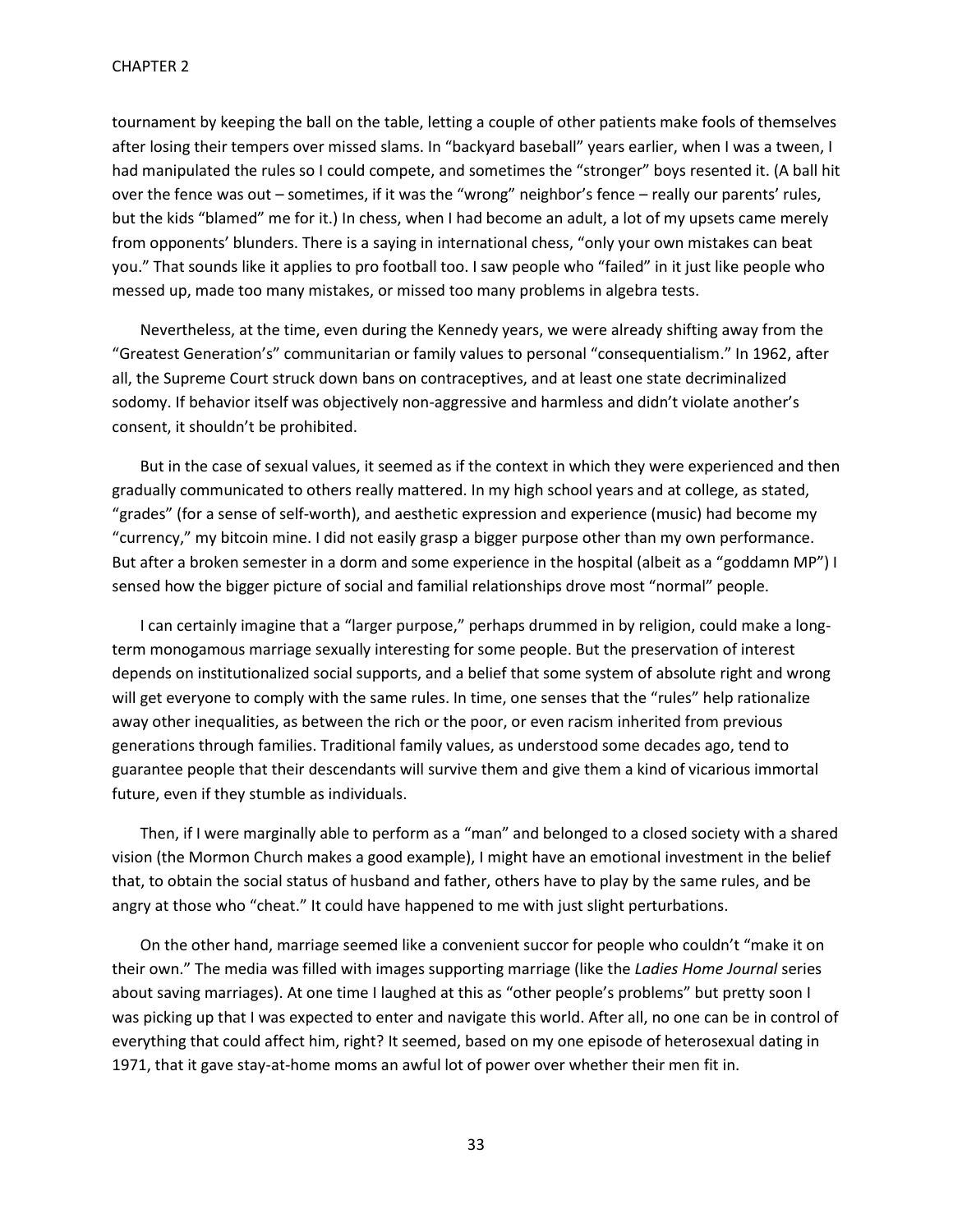tournament by keeping the ball on the table, letting a couple of other patients make fools of themselves after losing their tempers over missed slams. In "backyard baseball" years earlier, when I was a tween, I had manipulated the rules so I could compete, and sometimes the "stronger" boys resented it. (A ball hit over the fence was out – sometimes, if it was the "wrong" neighbor's fence – really our parents' rules, but the kids "blamed" me for it.) In chess, when I had become an adult, a lot of my upsets came merely from opponents' blunders. There is a saying in international chess, "only your own mistakes can beat you." That sounds like it applies to pro football too. I saw people who "failed" in it just like people who messed up, made too many mistakes, or missed too many problems in algebra tests.

Nevertheless, at the time, even during the Kennedy years, we were already shifting away from the "Greatest Generation's" communitarian or family values to personal "consequentialism." In 1962, after all, the Supreme Court struck down bans on contraceptives, and at least one state decriminalized sodomy. If behavior itself was objectively non-aggressive and harmless and didn't violate another's consent, it shouldn't be prohibited.

But in the case of sexual values, it seemed as if the context in which they were experienced and then gradually communicated to others really mattered. In my high school years and at college, as stated, "grades" (for a sense of self-worth), and aesthetic expression and experience (music) had become my "currency," my bitcoin mine. I did not easily grasp a bigger purpose other than my own performance. But after a broken semester in a dorm and some experience in the hospital (albeit as a "goddamn MP") I sensed how the bigger picture of social and familial relationships drove most "normal" people.

I can certainly imagine that a "larger purpose," perhaps drummed in by religion, could make a long-term monogamous marriage sexually interesting for some people. But the preservation of interest depends on institutionalized social supports, and a belief that some system of absolute right and wrong will get everyone to comply with the same rules. In time, one senses that the "rules" help rationalize away other inequalities, as between the rich or the poor, or even racism inherited from previous generations through families. Traditional family values, as understood some decades ago, tend to guarantee people that their descendants will survive them and give them a kind of vicarious immortal future, even if they stumble as individuals.

Then, if I were marginally able to perform as a "man" and belonged to a closed society with a shared vision (the Mormon Church makes a good example), I might have an emotional investment in the belief that, to obtain the social status of husband and father, others have to play by the same rules, and be angry at those who "cheat." It could have happened to me with just slight perturbations.

On the other hand, marriage seemed like a convenient succor for people who couldn't "make it on their own." The media was filled with images supporting marriage (like the *Ladies Home Journal* series about saving marriages). At one time I laughed at this as "other people's problems" but pretty soon I was picking up that I was expected to enter and navigate this world. After all, no one can be in control of everything that could affect him, right? It seemed, based on my one episode of heterosexual dating in 1971, that it gave stay-at-home moms an awful lot of power over whether their men fit in.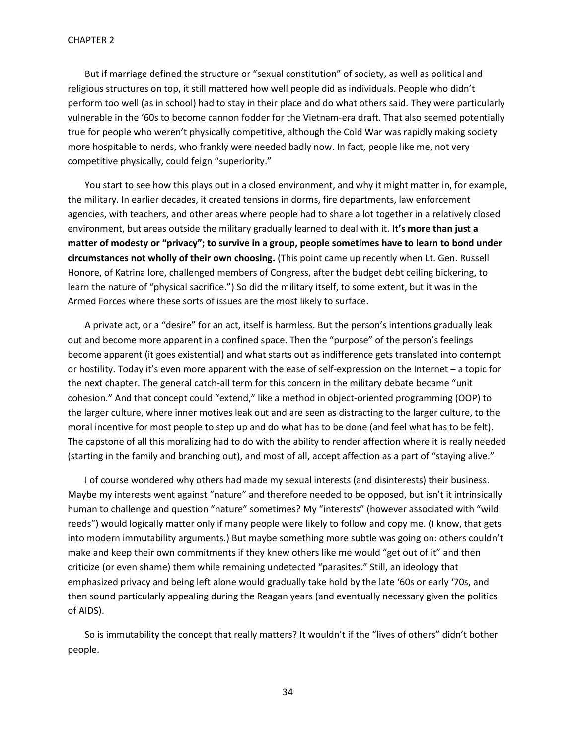But if marriage defined the structure or "sexual constitution" of society, as well as political and religious structures on top, it still mattered how well people did as individuals. People who didn't perform too well (as in school) had to stay in their place and do what others said. They were particularly vulnerable in the '60s to become cannon fodder for the Vietnam-era draft. That also seemed potentially true for people who weren't physically competitive, although the Cold War was rapidly making society more hospitable to nerds, who frankly were needed badly now. In fact, people like me, not very competitive physically, could feign "superiority."

You start to see how this plays out in a closed environment, and why it might matter in, for example, the military. In earlier decades, it created tensions in dorms, fire departments, law enforcement agencies, with teachers, and other areas where people had to share a lot together in a relatively closed environment, but areas outside the military gradually learned to deal with it. **It's more than just a matter of modesty or "privacy"; to survive in a group, people sometimes have to learn to bond under circumstances not wholly of their own choosing.** (This point came up recently when Lt. Gen. Russell Honore, of Katrina lore, challenged members of Congress, after the budget debt ceiling bickering, to learn the nature of "physical sacrifice.") So did the military itself, to some extent, but it was in the Armed Forces where these sorts of issues are the most likely to surface.

A private act, or a "desire" for an act, itself is harmless. But the person's intentions gradually leak out and become more apparent in a confined space. Then the "purpose" of the person's feelings become apparent (it goes existential) and what starts out as indifference gets translated into contempt or hostility. Today it's even more apparent with the ease of self-expression on the Internet – a topic for the next chapter. The general catch-all term for this concern in the military debate became "unit cohesion." And that concept could "extend," like a method in object-oriented programming (OOP) to the larger culture, where inner motives leak out and are seen as distracting to the larger culture, to the moral incentive for most people to step up and do what has to be done (and feel what has to be felt). The capstone of all this moralizing had to do with the ability to render affection where it is really needed (starting in the family and branching out), and most of all, accept affection as a part of "staying alive."

I of course wondered why others had made my sexual interests (and disinterests) their business. Maybe my interests went against "nature" and therefore needed to be opposed, but isn't it intrinsically human to challenge and question "nature" sometimes? My "interests" (however associated with "wild reeds") would logically matter only if many people were likely to follow and copy me. (I know, that gets into modern immutability arguments.) But maybe something more subtle was going on: others couldn't make and keep their own commitments if they knew others like me would "get out of it" and then criticize (or even shame) them while remaining undetected "parasites." Still, an ideology that emphasized privacy and being left alone would gradually take hold by the late '60s or early '70s, and then sound particularly appealing during the Reagan years (and eventually necessary given the politics of AIDS).

So is immutability the concept that really matters? It wouldn't if the "lives of others" didn't bother people.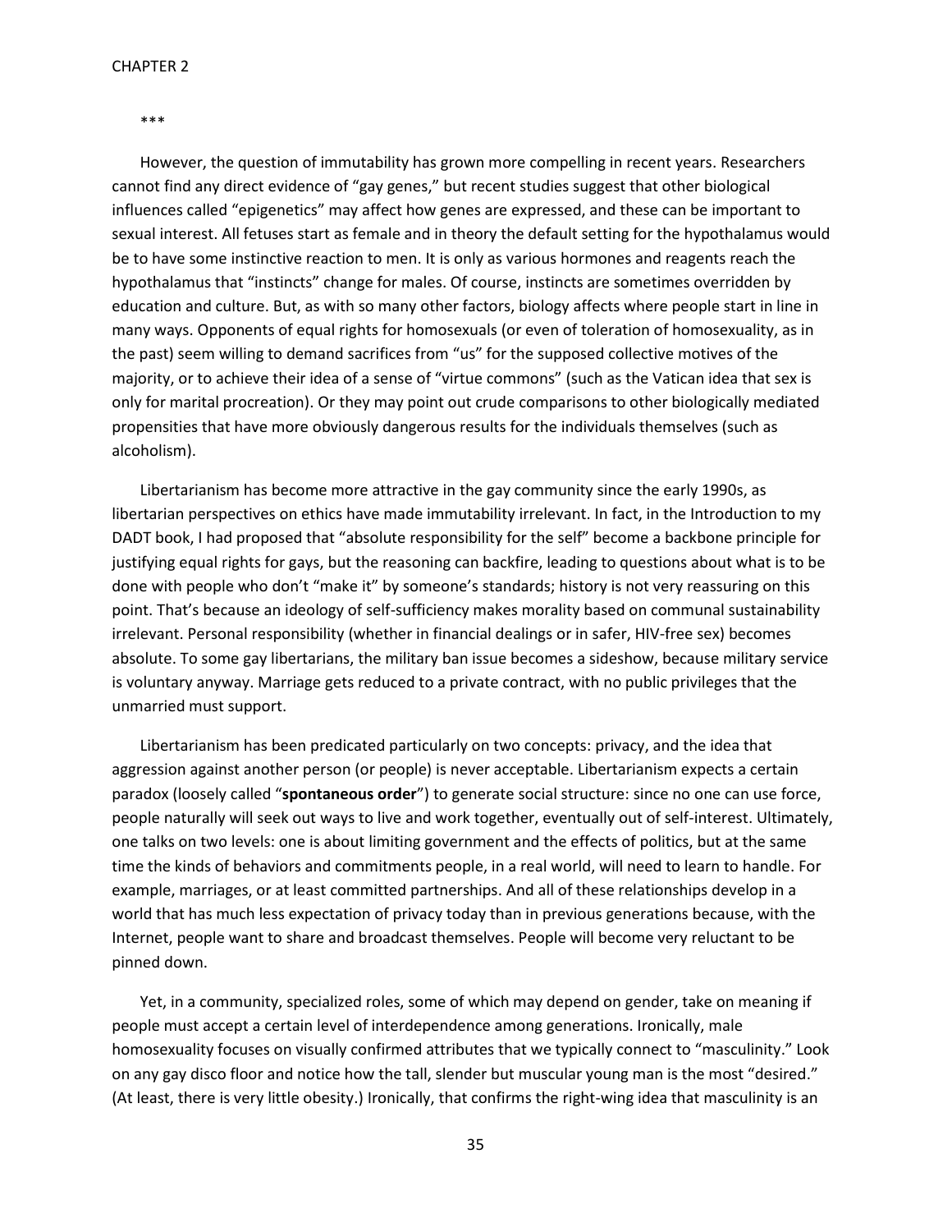***

However, the question of immutability has grown more compelling in recent years. Researchers cannot find any direct evidence of "gay genes," but recent studies suggest that other biological influences called "epigenetics" may affect how genes are expressed, and these can be important to sexual interest. All fetuses start as female and in theory the default setting for the hypothalamus would be to have some instinctive reaction to men. It is only as various hormones and reagents reach the hypothalamus that "instincts" change for males. Of course, instincts are sometimes overridden by education and culture. But, as with so many other factors, biology affects where people start in line in many ways. Opponents of equal rights for homosexuals (or even of toleration of homosexuality, as in the past) seem willing to demand sacrifices from "us" for the supposed collective motives of the majority, or to achieve their idea of a sense of "virtue commons" (such as the Vatican idea that sex is only for marital procreation). Or they may point out crude comparisons to other biologically mediated propensities that have more obviously dangerous results for the individuals themselves (such as alcoholism).

Libertarianism has become more attractive in the gay community since the early 1990s, as libertarian perspectives on ethics have made immutability irrelevant. In fact, in the Introduction to my DADT book, I had proposed that "absolute responsibility for the self" become a backbone principle for justifying equal rights for gays, but the reasoning can backfire, leading to questions about what is to be done with people who don't "make it" by someone's standards; history is not very reassuring on this point. That's because an ideology of self-sufficiency makes morality based on communal sustainability irrelevant. Personal responsibility (whether in financial dealings or in safer, HIV-free sex) becomes absolute. To some gay libertarians, the military ban issue becomes a sideshow, because military service is voluntary anyway. Marriage gets reduced to a private contract, with no public privileges that the unmarried must support.

Libertarianism has been predicated particularly on two concepts: privacy, and the idea that aggression against another person (or people) is never acceptable. Libertarianism expects a certain paradox (loosely called "**spontaneous order**") to generate social structure: since no one can use force, people naturally will seek out ways to live and work together, eventually out of self-interest. Ultimately, one talks on two levels: one is about limiting government and the effects of politics, but at the same time the kinds of behaviors and commitments people, in a real world, will need to learn to handle. For example, marriages, or at least committed partnerships. And all of these relationships develop in a world that has much less expectation of privacy today than in previous generations because, with the Internet, people want to share and broadcast themselves. People will become very reluctant to be pinned down.

Yet, in a community, specialized roles, some of which may depend on gender, take on meaning if people must accept a certain level of interdependence among generations. Ironically, male homosexuality focuses on visually confirmed attributes that we typically connect to "masculinity." Look on any gay disco floor and notice how the tall, slender but muscular young man is the most "desired." (At least, there is very little obesity.) Ironically, that confirms the right-wing idea that masculinity is an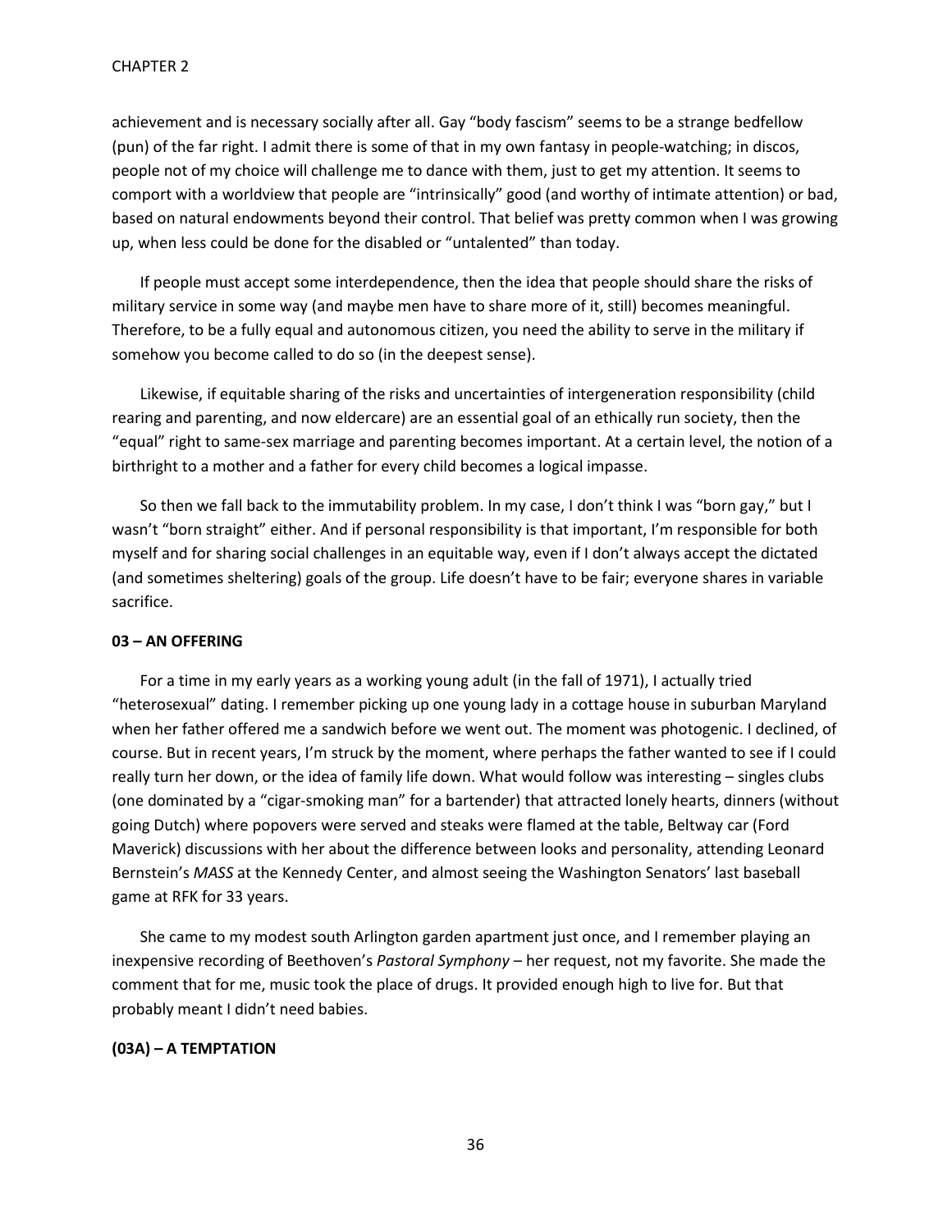achievement and is necessary socially after all. Gay "body fascism" seems to be a strange bedfellow (pun) of the far right. I admit there is some of that in my own fantasy in people-watching; in discos, people not of my choice will challenge me to dance with them, just to get my attention. It seems to comport with a worldview that people are "intrinsically" good (and worthy of intimate attention) or bad, based on natural endowments beyond their control. That belief was pretty common when I was growing up, when less could be done for the disabled or "untalented" than today.

If people must accept some interdependence, then the idea that people should share the risks of military service in some way (and maybe men have to share more of it, still) becomes meaningful. Therefore, to be a fully equal and autonomous citizen, you need the ability to serve in the military if somehow you become called to do so (in the deepest sense).

Likewise, if equitable sharing of the risks and uncertainties of intergeneration responsibility (child rearing and parenting, and now eldercare) are an essential goal of an ethically run society, then the "equal" right to same-sex marriage and parenting becomes important. At a certain level, the notion of a birthright to a mother and a father for every child becomes a logical impasse.

So then we fall back to the immutability problem. In my case, I don't think I was "born gay," but I wasn't "born straight" either. And if personal responsibility is that important, I'm responsible for both myself and for sharing social challenges in an equitable way, even if I don't always accept the dictated (and sometimes sheltering) goals of the group. Life doesn't have to be fair; everyone shares in variable sacrifice.

**03 – AN OFFERING**

For a time in my early years as a working young adult (in the fall of 1971), I actually tried "heterosexual" dating. I remember picking up one young lady in a cottage house in suburban Maryland when her father offered me a sandwich before we went out. The moment was photogenic. I declined, of course. But in recent years, I'm struck by the moment, where perhaps the father wanted to see if I could really turn her down, or the idea of family life down. What would follow was interesting – singles clubs (one dominated by a "cigar-smoking man" for a bartender) that attracted lonely hearts, dinners (without going Dutch) where popovers were served and steaks were flamed at the table, Beltway car (Ford Maverick) discussions with her about the difference between looks and personality, attending Leonard Bernstein's *MASS* at the Kennedy Center, and almost seeing the Washington Senators' last baseball game at RFK for 33 years.

She came to my modest south Arlington garden apartment just once, and I remember playing an inexpensive recording of Beethoven's *Pastoral Symphony* – her request, not my favorite. She made the comment that for me, music took the place of drugs. It provided enough high to live for. But that probably meant I didn't need babies.

**(03A) – A TEMPTATION**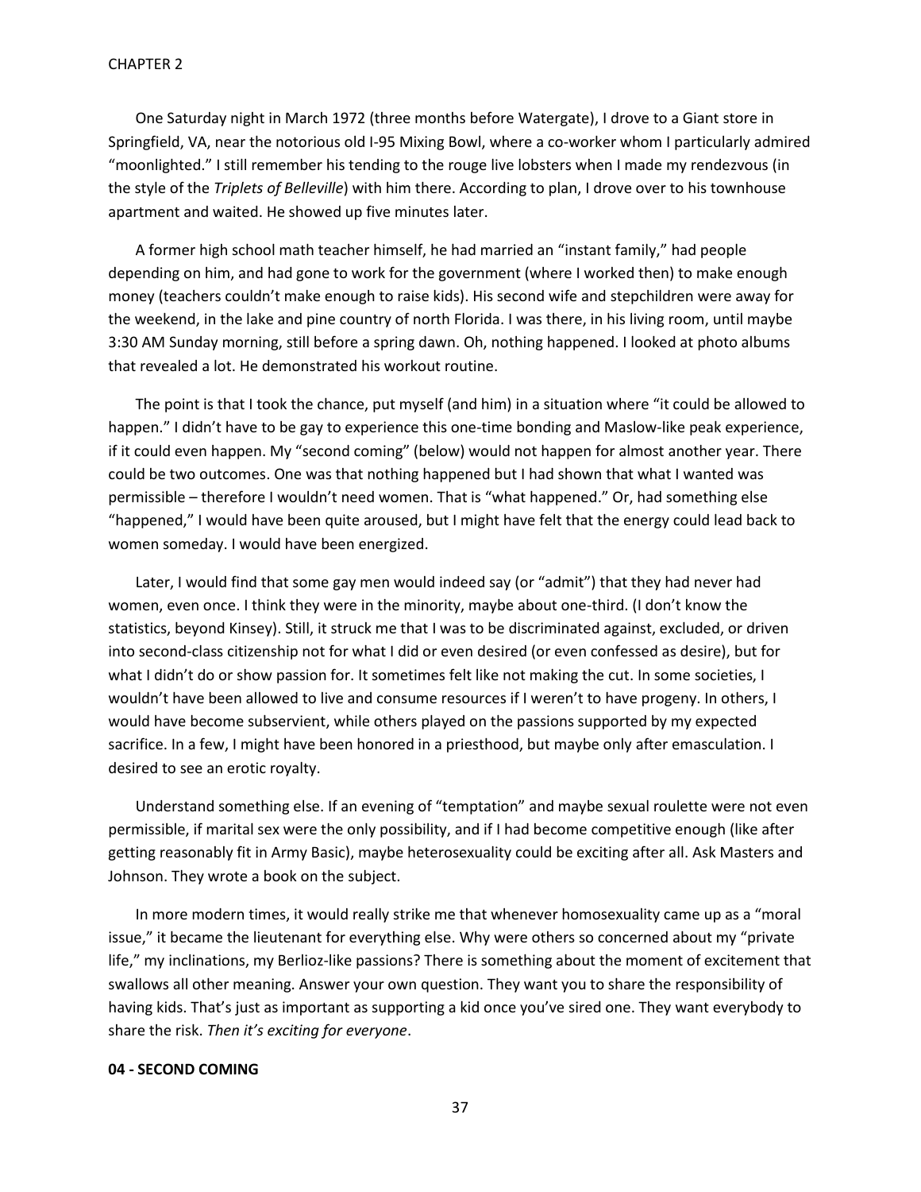One Saturday night in March 1972 (three months before Watergate), I drove to a Giant store in Springfield, VA, near the notorious old I-95 Mixing Bowl, where a co-worker whom I particularly admired "moonlighted." I still remember his tending to the rouge live lobsters when I made my rendezvous (in the style of the *Triplets of Belleville*) with him there. According to plan, I drove over to his townhouse apartment and waited. He showed up five minutes later.

A former high school math teacher himself, he had married an "instant family," had people depending on him, and had gone to work for the government (where I worked then) to make enough money (teachers couldn't make enough to raise kids). His second wife and stepchildren were away for the weekend, in the lake and pine country of north Florida. I was there, in his living room, until maybe 3:30 AM Sunday morning, still before a spring dawn. Oh, nothing happened. I looked at photo albums that revealed a lot. He demonstrated his workout routine.

The point is that I took the chance, put myself (and him) in a situation where "it could be allowed to happen." I didn't have to be gay to experience this one-time bonding and Maslow-like peak experience, if it could even happen. My "second coming" (below) would not happen for almost another year. There could be two outcomes. One was that nothing happened but I had shown that what I wanted was permissible – therefore I wouldn't need women. That is "what happened." Or, had something else "happened," I would have been quite aroused, but I might have felt that the energy could lead back to women someday. I would have been energized.

Later, I would find that some gay men would indeed say (or "admit") that they had never had women, even once. I think they were in the minority, maybe about one-third. (I don't know the statistics, beyond Kinsey). Still, it struck me that I was to be discriminated against, excluded, or driven into second-class citizenship not for what I did or even desired (or even confessed as desire), but for what I didn't do or show passion for. It sometimes felt like not making the cut. In some societies, I wouldn't have been allowed to live and consume resources if I weren't to have progeny. In others, I would have become subservient, while others played on the passions supported by my expected sacrifice. In a few, I might have been honored in a priesthood, but maybe only after emasculation. I desired to see an erotic royalty.

Understand something else. If an evening of "temptation" and maybe sexual roulette were not even permissible, if marital sex were the only possibility, and if I had become competitive enough (like after getting reasonably fit in Army Basic), maybe heterosexuality could be exciting after all. Ask Masters and Johnson. They wrote a book on the subject.

In more modern times, it would really strike me that whenever homosexuality came up as a "moral issue," it became the lieutenant for everything else. Why were others so concerned about my "private life," my inclinations, my Berlioz-like passions? There is something about the moment of excitement that swallows all other meaning. Answer your own question. They want you to share the responsibility of having kids. That's just as important as supporting a kid once you've sired one. They want everybody to share the risk. *Then it's exciting for everyone*.

**04 - SECOND COMING**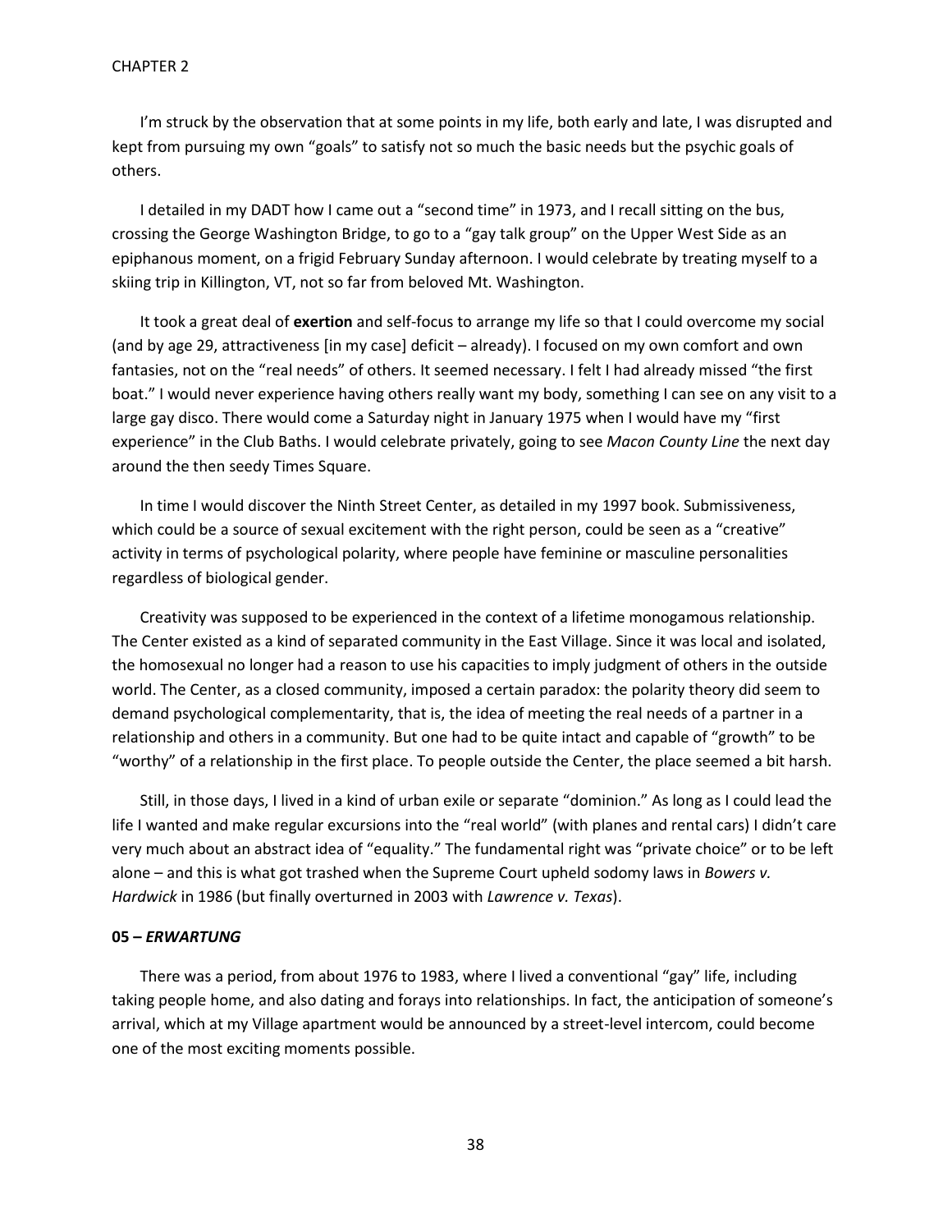I'm struck by the observation that at some points in my life, both early and late, I was disrupted and kept from pursuing my own "goals" to satisfy not so much the basic needs but the psychic goals of others.

I detailed in my DADT how I came out a "second time" in 1973, and I recall sitting on the bus, crossing the George Washington Bridge, to go to a "gay talk group" on the Upper West Side as an epiphanous moment, on a frigid February Sunday afternoon. I would celebrate by treating myself to a skiing trip in Killington, VT, not so far from beloved Mt. Washington.

It took a great deal of **exertion** and self-focus to arrange my life so that I could overcome my social (and by age 29, attractiveness [in my case] deficit – already). I focused on my own comfort and own fantasies, not on the "real needs" of others. It seemed necessary. I felt I had already missed "the first boat." I would never experience having others really want my body, something I can see on any visit to a large gay disco. There would come a Saturday night in January 1975 when I would have my "first experience" in the Club Baths. I would celebrate privately, going to see *Macon County Line* the next day around the then seedy Times Square.

In time I would discover the Ninth Street Center, as detailed in my 1997 book. Submissiveness, which could be a source of sexual excitement with the right person, could be seen as a "creative" activity in terms of psychological polarity, where people have feminine or masculine personalities regardless of biological gender.

Creativity was supposed to be experienced in the context of a lifetime monogamous relationship. The Center existed as a kind of separated community in the East Village. Since it was local and isolated, the homosexual no longer had a reason to use his capacities to imply judgment of others in the outside world. The Center, as a closed community, imposed a certain paradox: the polarity theory did seem to demand psychological complementarity, that is, the idea of meeting the real needs of a partner in a relationship and others in a community. But one had to be quite intact and capable of "growth" to be "worthy" of a relationship in the first place. To people outside the Center, the place seemed a bit harsh.

Still, in those days, I lived in a kind of urban exile or separate "dominion." As long as I could lead the life I wanted and make regular excursions into the "real world" (with planes and rental cars) I didn't care very much about an abstract idea of "equality." The fundamental right was "private choice" or to be left alone – and this is what got trashed when the Supreme Court upheld sodomy laws in *Bowers v. Hardwick* in 1986 (but finally overturned in 2003 with *Lawrence v. Texas*).

### 05 – *ERWARTUNG*

There was a period, from about 1976 to 1983, where I lived a conventional "gay" life, including taking people home, and also dating and forays into relationships. In fact, the anticipation of someone's arrival, which at my Village apartment would be announced by a street-level intercom, could become one of the most exciting moments possible.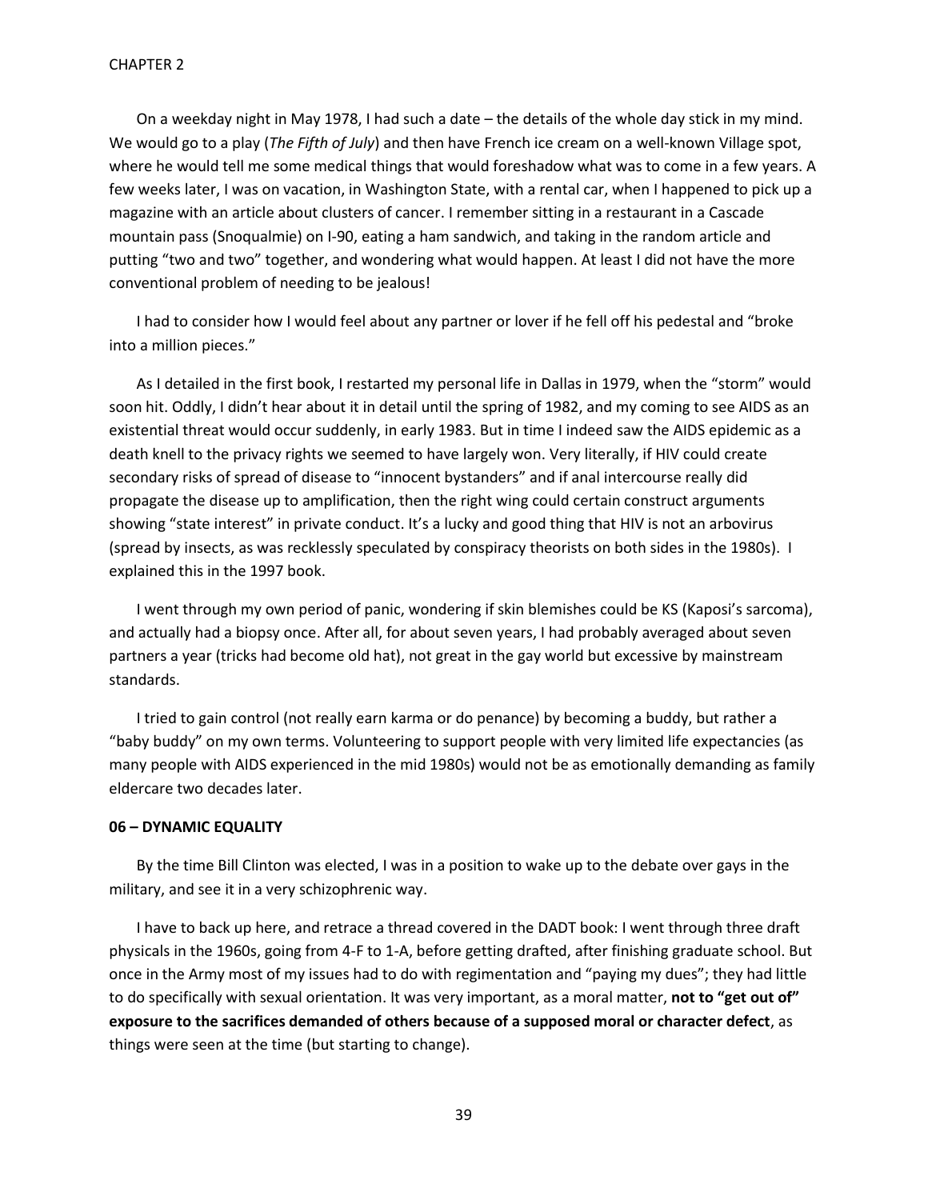On a weekday night in May 1978, I had such a date – the details of the whole day stick in my mind. We would go to a play (*The Fifth of July*) and then have French ice cream on a well-known Village spot, where he would tell me some medical things that would foreshadow what was to come in a few years. A few weeks later, I was on vacation, in Washington State, with a rental car, when I happened to pick up a magazine with an article about clusters of cancer. I remember sitting in a restaurant in a Cascade mountain pass (Snoqualmie) on I-90, eating a ham sandwich, and taking in the random article and putting "two and two" together, and wondering what would happen. At least I did not have the more conventional problem of needing to be jealous!

I had to consider how I would feel about any partner or lover if he fell off his pedestal and "broke into a million pieces."

As I detailed in the first book, I restarted my personal life in Dallas in 1979, when the "storm" would soon hit. Oddly, I didn't hear about it in detail until the spring of 1982, and my coming to see AIDS as an existential threat would occur suddenly, in early 1983. But in time I indeed saw the AIDS epidemic as a death knell to the privacy rights we seemed to have largely won. Very literally, if HIV could create secondary risks of spread of disease to "innocent bystanders" and if anal intercourse really did propagate the disease up to amplification, then the right wing could certain construct arguments showing "state interest" in private conduct. It's a lucky and good thing that HIV is not an arbovirus (spread by insects, as was recklessly speculated by conspiracy theorists on both sides in the 1980s). I explained this in the 1997 book.

I went through my own period of panic, wondering if skin blemishes could be KS (Kaposi's sarcoma), and actually had a biopsy once. After all, for about seven years, I had probably averaged about seven partners a year (tricks had become old hat), not great in the gay world but excessive by mainstream standards.

I tried to gain control (not really earn karma or do penance) by becoming a buddy, but rather a "baby buddy" on my own terms. Volunteering to support people with very limited life expectancies (as many people with AIDS experienced in the mid 1980s) would not be as emotionally demanding as family eldercare two decades later.

### 06 – DYNAMIC EQUALITY

By the time Bill Clinton was elected, I was in a position to wake up to the debate over gays in the military, and see it in a very schizophrenic way.

I have to back up here, and retrace a thread covered in the DADT book: I went through three draft physicals in the 1960s, going from 4-F to 1-A, before getting drafted, after finishing graduate school. But once in the Army most of my issues had to do with regimentation and "paying my dues"; they had little to do specifically with sexual orientation. It was very important, as a moral matter, **not to "get out of" exposure to the sacrifices demanded of others because of a supposed moral or character defect**, as things were seen at the time (but starting to change).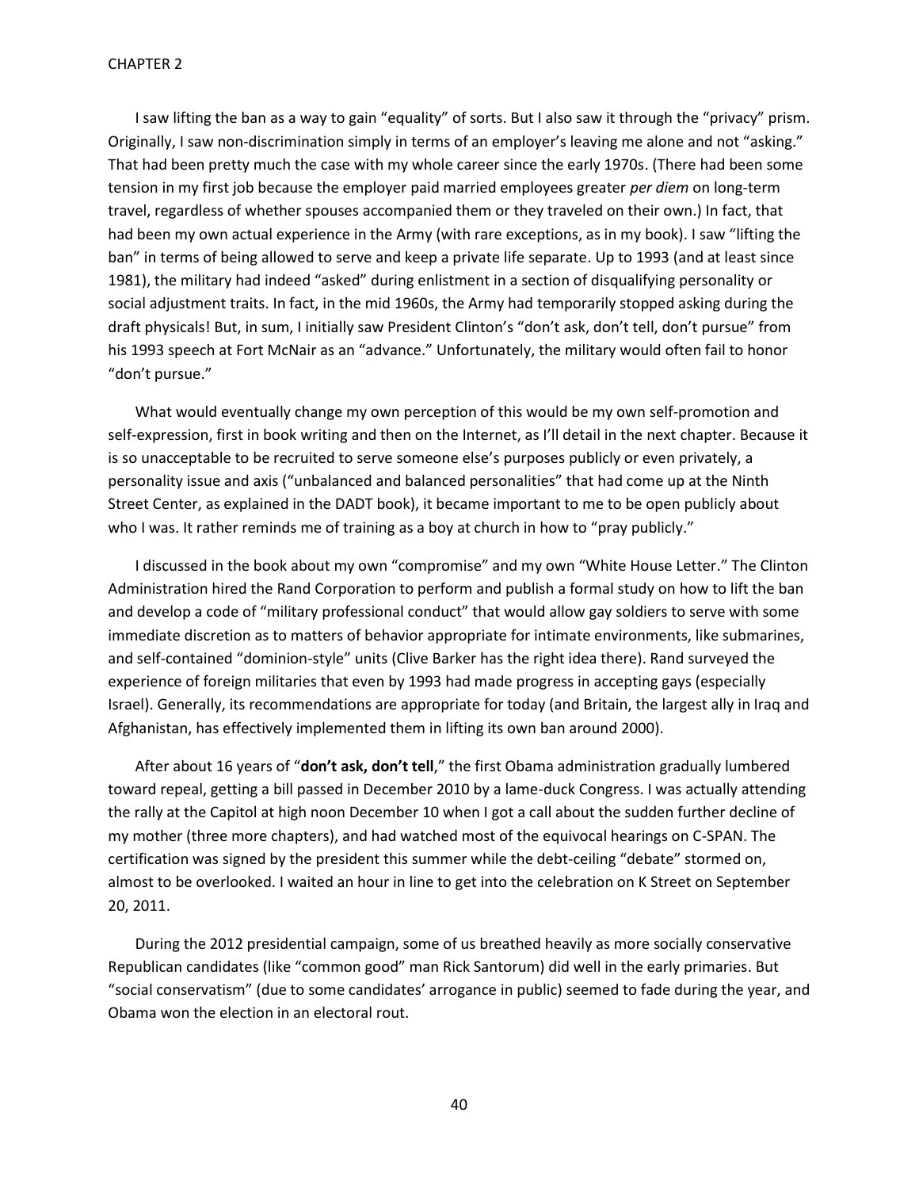I saw lifting the ban as a way to gain "equality" of sorts. But I also saw it through the "privacy" prism. Originally, I saw non-discrimination simply in terms of an employer's leaving me alone and not "asking." That had been pretty much the case with my whole career since the early 1970s. (There had been some tension in my first job because the employer paid married employees greater *per diem* on long-term travel, regardless of whether spouses accompanied them or they traveled on their own.) In fact, that had been my own actual experience in the Army (with rare exceptions, as in my book). I saw "lifting the ban" in terms of being allowed to serve and keep a private life separate. Up to 1993 (and at least since 1981), the military had indeed "asked" during enlistment in a section of disqualifying personality or social adjustment traits. In fact, in the mid 1960s, the Army had temporarily stopped asking during the draft physicals! But, in sum, I initially saw President Clinton's "don't ask, don't tell, don't pursue" from his 1993 speech at Fort McNair as an "advance." Unfortunately, the military would often fail to honor "don't pursue."

What would eventually change my own perception of this would be my own self-promotion and self-expression, first in book writing and then on the Internet, as I'll detail in the next chapter. Because it is so unacceptable to be recruited to serve someone else's purposes publicly or even privately, a personality issue and axis ("unbalanced and balanced personalities" that had come up at the Ninth Street Center, as explained in the DADT book), it became important to me to be open publicly about who I was. It rather reminds me of training as a boy at church in how to "pray publicly."

I discussed in the book about my own "compromise" and my own "White House Letter." The Clinton Administration hired the Rand Corporation to perform and publish a formal study on how to lift the ban and develop a code of "military professional conduct" that would allow gay soldiers to serve with some immediate discretion as to matters of behavior appropriate for intimate environments, like submarines, and self-contained "dominion-style" units (Clive Barker has the right idea there). Rand surveyed the experience of foreign militaries that even by 1993 had made progress in accepting gays (especially Israel). Generally, its recommendations are appropriate for today (and Britain, the largest ally in Iraq and Afghanistan, has effectively implemented them in lifting its own ban around 2000).

After about 16 years of "**don't ask, don't tell**," the first Obama administration gradually lumbered toward repeal, getting a bill passed in December 2010 by a lame-duck Congress. I was actually attending the rally at the Capitol at high noon December 10 when I got a call about the sudden further decline of my mother (three more chapters), and had watched most of the equivocal hearings on C-SPAN. The certification was signed by the president this summer while the debt-ceiling "debate" stormed on, almost to be overlooked. I waited an hour in line to get into the celebration on K Street on September 20, 2011.

During the 2012 presidential campaign, some of us breathed heavily as more socially conservative Republican candidates (like "common good" man Rick Santorum) did well in the early primaries. But "social conservatism" (due to some candidates' arrogance in public) seemed to fade during the year, and Obama won the election in an electoral rout.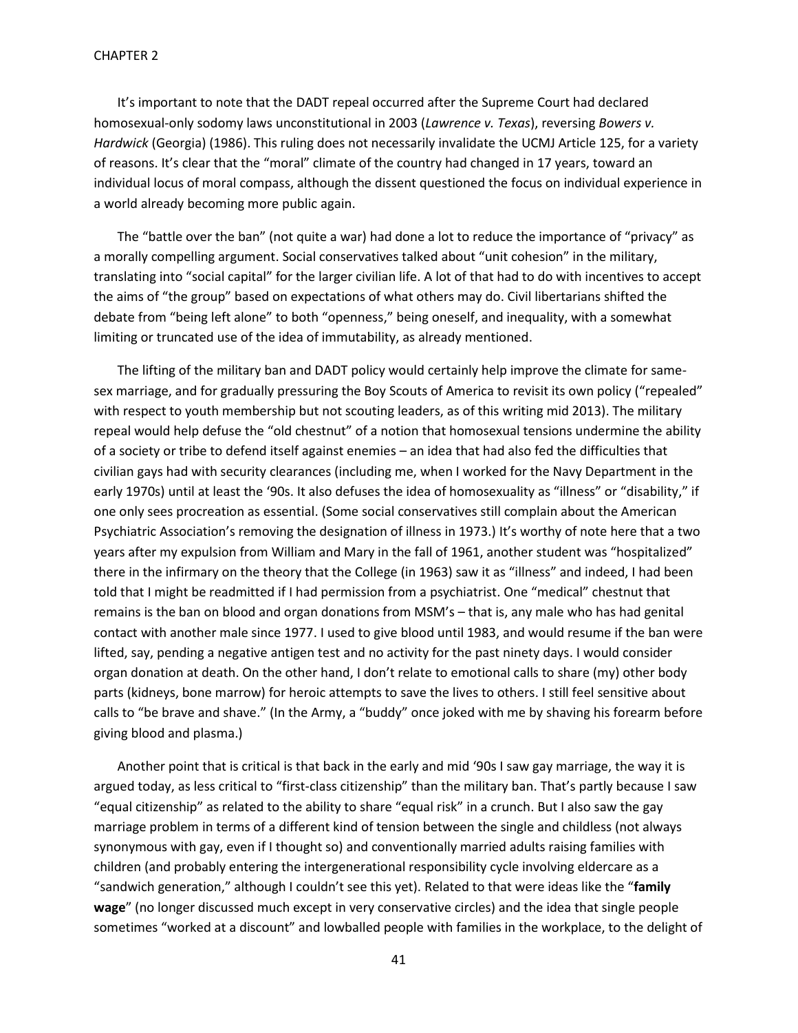It's important to note that the DADT repeal occurred after the Supreme Court had declared homosexual-only sodomy laws unconstitutional in 2003 (*Lawrence v. Texas*), reversing *Bowers v. Hardwick* (Georgia) (1986). This ruling does not necessarily invalidate the UCMJ Article 125, for a variety of reasons. It's clear that the "moral" climate of the country had changed in 17 years, toward an individual locus of moral compass, although the dissent questioned the focus on individual experience in a world already becoming more public again.

The "battle over the ban" (not quite a war) had done a lot to reduce the importance of "privacy" as a morally compelling argument. Social conservatives talked about "unit cohesion" in the military, translating into "social capital" for the larger civilian life. A lot of that had to do with incentives to accept the aims of "the group" based on expectations of what others may do. Civil libertarians shifted the debate from "being left alone" to both "openness," being oneself, and inequality, with a somewhat limiting or truncated use of the idea of immutability, as already mentioned.

The lifting of the military ban and DADT policy would certainly help improve the climate for same-sex marriage, and for gradually pressuring the Boy Scouts of America to revisit its own policy ("repealed" with respect to youth membership but not scouting leaders, as of this writing mid 2013). The military repeal would help defuse the "old chestnut" of a notion that homosexual tensions undermine the ability of a society or tribe to defend itself against enemies – an idea that had also fed the difficulties that civilian gays had with security clearances (including me, when I worked for the Navy Department in the early 1970s) until at least the '90s. It also defuses the idea of homosexuality as "illness" or "disability," if one only sees procreation as essential. (Some social conservatives still complain about the American Psychiatric Association's removing the designation of illness in 1973.) It's worthy of note here that a two years after my expulsion from William and Mary in the fall of 1961, another student was "hospitalized" there in the infirmary on the theory that the College (in 1963) saw it as "illness" and indeed, I had been told that I might be readmitted if I had permission from a psychiatrist. One "medical" chestnut that remains is the ban on blood and organ donations from MSM's – that is, any male who has had genital contact with another male since 1977. I used to give blood until 1983, and would resume if the ban were lifted, say, pending a negative antigen test and no activity for the past ninety days. I would consider organ donation at death. On the other hand, I don't relate to emotional calls to share (my) other body parts (kidneys, bone marrow) for heroic attempts to save the lives to others. I still feel sensitive about calls to "be brave and shave." (In the Army, a "buddy" once joked with me by shaving his forearm before giving blood and plasma.)

Another point that is critical is that back in the early and mid '90s I saw gay marriage, the way it is argued today, as less critical to "first-class citizenship" than the military ban. That's partly because I saw "equal citizenship" as related to the ability to share "equal risk" in a crunch. But I also saw the gay marriage problem in terms of a different kind of tension between the single and childless (not always synonymous with gay, even if I thought so) and conventionally married adults raising families with children (and probably entering the intergenerational responsibility cycle involving eldercare as a "sandwich generation," although I couldn't see this yet). Related to that were ideas like the "**family wage**" (no longer discussed much except in very conservative circles) and the idea that single people sometimes "worked at a discount" and lowballed people with families in the workplace, to the delight of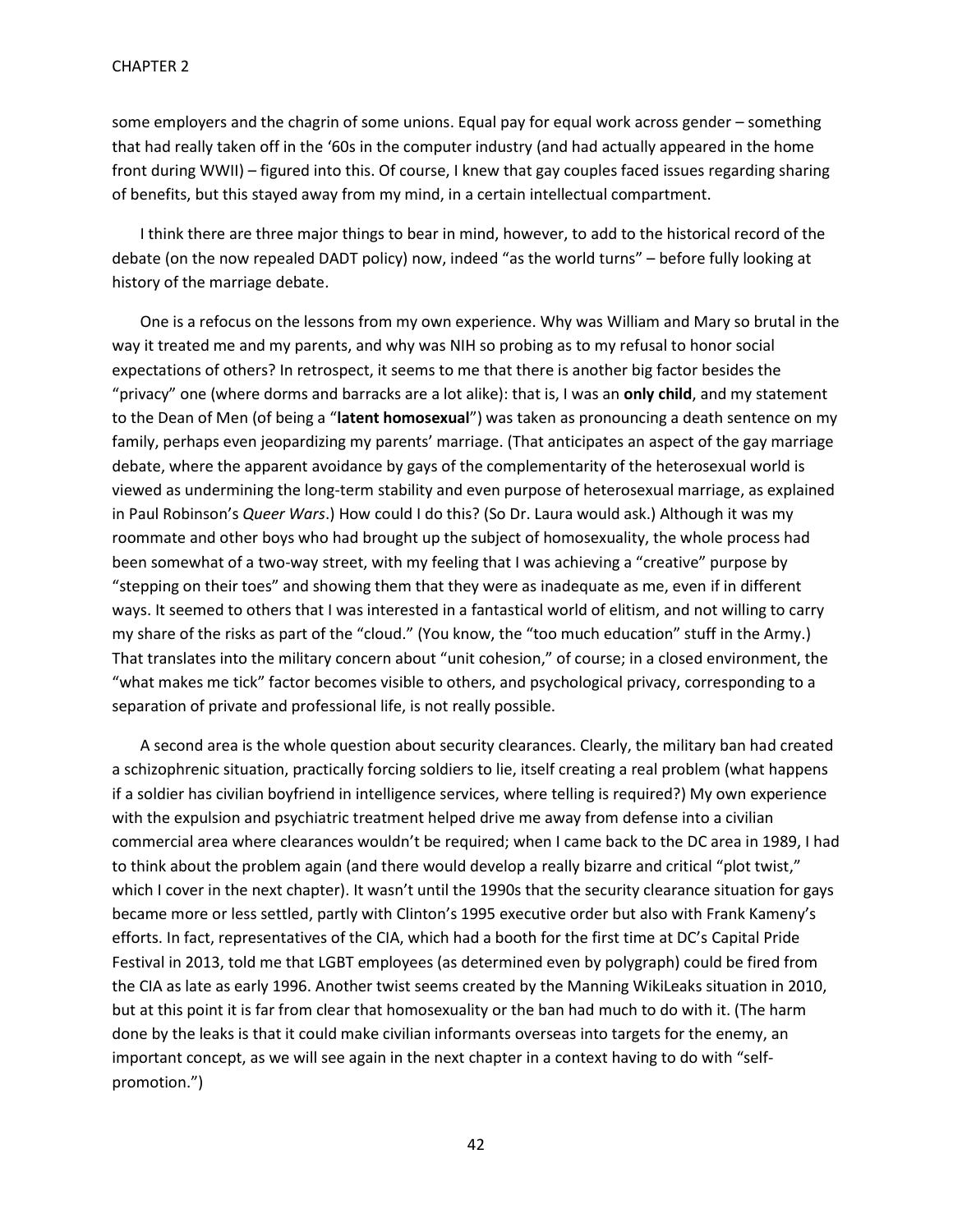some employers and the chagrin of some unions. Equal pay for equal work across gender – something that had really taken off in the '60s in the computer industry (and had actually appeared in the home front during WWII) – figured into this. Of course, I knew that gay couples faced issues regarding sharing of benefits, but this stayed away from my mind, in a certain intellectual compartment.

I think there are three major things to bear in mind, however, to add to the historical record of the debate (on the now repealed DADT policy) now, indeed "as the world turns" – before fully looking at history of the marriage debate.

One is a refocus on the lessons from my own experience. Why was William and Mary so brutal in the way it treated me and my parents, and why was NIH so probing as to my refusal to honor social expectations of others? In retrospect, it seems to me that there is another big factor besides the "privacy" one (where dorms and barracks are a lot alike): that is, I was an **only child**, and my statement to the Dean of Men (of being a "**latent homosexual**") was taken as pronouncing a death sentence on my family, perhaps even jeopardizing my parents' marriage. (That anticipates an aspect of the gay marriage debate, where the apparent avoidance by gays of the complementarity of the heterosexual world is viewed as undermining the long-term stability and even purpose of heterosexual marriage, as explained in Paul Robinson's *Queer Wars*.) How could I do this? (So Dr. Laura would ask.) Although it was my roommate and other boys who had brought up the subject of homosexuality, the whole process had been somewhat of a two-way street, with my feeling that I was achieving a "creative" purpose by "stepping on their toes" and showing them that they were as inadequate as me, even if in different ways. It seemed to others that I was interested in a fantastical world of elitism, and not willing to carry my share of the risks as part of the "cloud." (You know, the "too much education" stuff in the Army.) That translates into the military concern about "unit cohesion," of course; in a closed environment, the "what makes me tick" factor becomes visible to others, and psychological privacy, corresponding to a separation of private and professional life, is not really possible.

A second area is the whole question about security clearances. Clearly, the military ban had created a schizophrenic situation, practically forcing soldiers to lie, itself creating a real problem (what happens if a soldier has civilian boyfriend in intelligence services, where telling is required?) My own experience with the expulsion and psychiatric treatment helped drive me away from defense into a civilian commercial area where clearances wouldn't be required; when I came back to the DC area in 1989, I had to think about the problem again (and there would develop a really bizarre and critical "plot twist," which I cover in the next chapter). It wasn't until the 1990s that the security clearance situation for gays became more or less settled, partly with Clinton's 1995 executive order but also with Frank Kameny's efforts. In fact, representatives of the CIA, which had a booth for the first time at DC's Capital Pride Festival in 2013, told me that LGBT employees (as determined even by polygraph) could be fired from the CIA as late as early 1996. Another twist seems created by the Manning WikiLeaks situation in 2010, but at this point it is far from clear that homosexuality or the ban had much to do with it. (The harm done by the leaks is that it could make civilian informants overseas into targets for the enemy, an important concept, as we will see again in the next chapter in a context having to do with "self-promotion.")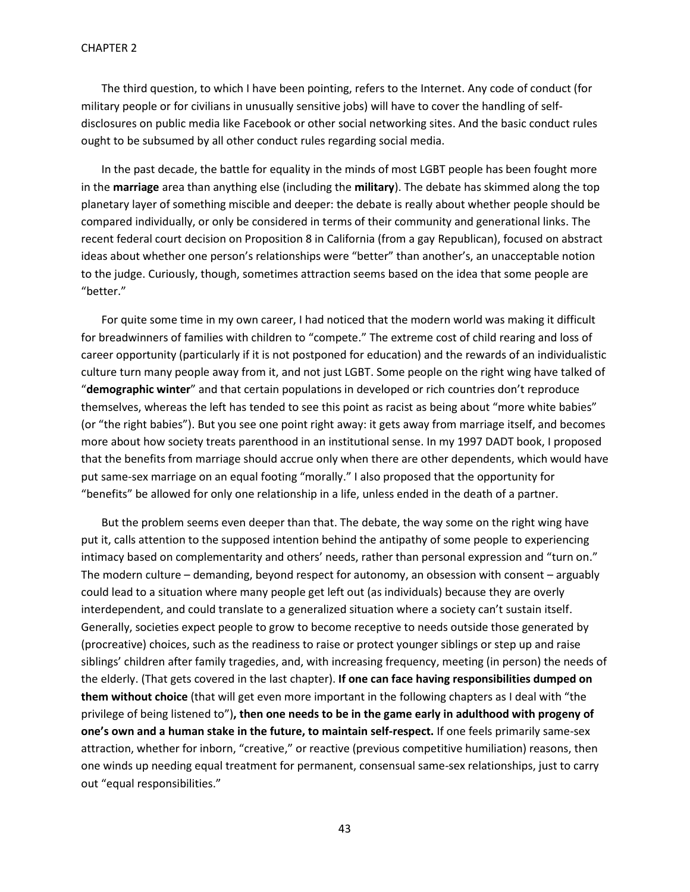The third question, to which I have been pointing, refers to the Internet. Any code of conduct (for military people or for civilians in unusually sensitive jobs) will have to cover the handling of self-disclosures on public media like Facebook or other social networking sites. And the basic conduct rules ought to be subsumed by all other conduct rules regarding social media.

In the past decade, the battle for equality in the minds of most LGBT people has been fought more in the **marriage** area than anything else (including the **military**). The debate has skimmed along the top planetary layer of something miscible and deeper: the debate is really about whether people should be compared individually, or only be considered in terms of their community and generational links. The recent federal court decision on Proposition 8 in California (from a gay Republican), focused on abstract ideas about whether one person's relationships were "better" than another's, an unacceptable notion to the judge. Curiously, though, sometimes attraction seems based on the idea that some people are "better."

For quite some time in my own career, I had noticed that the modern world was making it difficult for breadwinners of families with children to "compete." The extreme cost of child rearing and loss of career opportunity (particularly if it is not postponed for education) and the rewards of an individualistic culture turn many people away from it, and not just LGBT. Some people on the right wing have talked of "**demographic winter**" and that certain populations in developed or rich countries don't reproduce themselves, whereas the left has tended to see this point as racist as being about "more white babies" (or "the right babies"). But you see one point right away: it gets away from marriage itself, and becomes more about how society treats parenthood in an institutional sense. In my 1997 DADT book, I proposed that the benefits from marriage should accrue only when there are other dependents, which would have put same-sex marriage on an equal footing "morally." I also proposed that the opportunity for "benefits" be allowed for only one relationship in a life, unless ended in the death of a partner.

But the problem seems even deeper than that. The debate, the way some on the right wing have put it, calls attention to the supposed intention behind the antipathy of some people to experiencing intimacy based on complementarity and others' needs, rather than personal expression and "turn on." The modern culture – demanding, beyond respect for autonomy, an obsession with consent – arguably could lead to a situation where many people get left out (as individuals) because they are overly interdependent, and could translate to a generalized situation where a society can't sustain itself. Generally, societies expect people to grow to become receptive to needs outside those generated by (procreative) choices, such as the readiness to raise or protect younger siblings or step up and raise siblings' children after family tragedies, and, with increasing frequency, meeting (in person) the needs of the elderly. (That gets covered in the last chapter). **If one can face having responsibilities dumped on them without choice** (that will get even more important in the following chapters as I deal with "the privilege of being listened to")**, then one needs to be in the game early in adulthood with progeny of one's own and a human stake in the future, to maintain self-respect.** If one feels primarily same-sex attraction, whether for inborn, "creative," or reactive (previous competitive humiliation) reasons, then one winds up needing equal treatment for permanent, consensual same-sex relationships, just to carry out "equal responsibilities."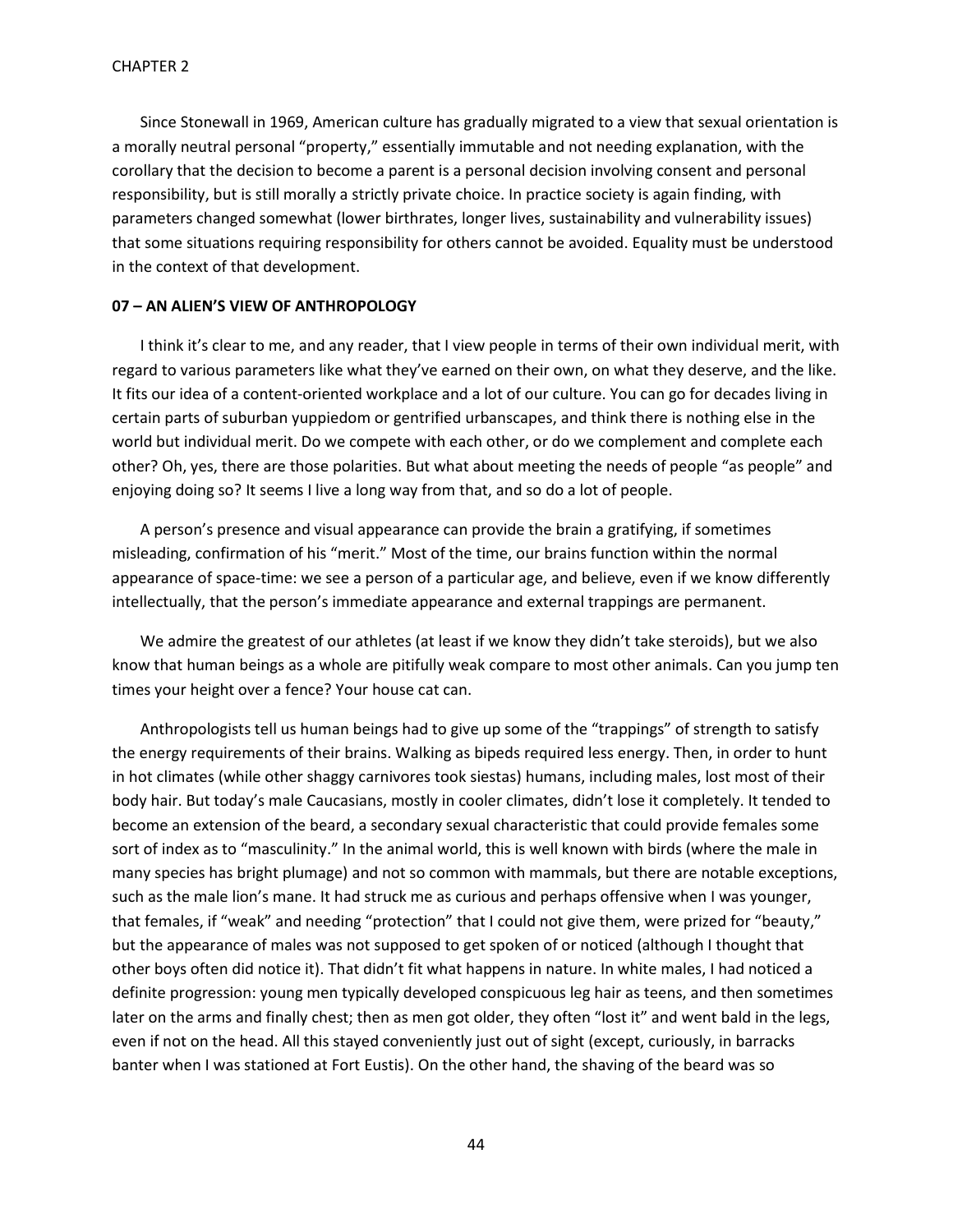Since Stonewall in 1969, American culture has gradually migrated to a view that sexual orientation is a morally neutral personal "property," essentially immutable and not needing explanation, with the corollary that the decision to become a parent is a personal decision involving consent and personal responsibility, but is still morally a strictly private choice. In practice society is again finding, with parameters changed somewhat (lower birthrates, longer lives, sustainability and vulnerability issues) that some situations requiring responsibility for others cannot be avoided. Equality must be understood in the context of that development.

### 07 – AN ALIEN'S VIEW OF ANTHROPOLOGY

I think it's clear to me, and any reader, that I view people in terms of their own individual merit, with regard to various parameters like what they've earned on their own, on what they deserve, and the like. It fits our idea of a content-oriented workplace and a lot of our culture. You can go for decades living in certain parts of suburban yuppiedom or gentrified urbanscapes, and think there is nothing else in the world but individual merit. Do we compete with each other, or do we complement and complete each other? Oh, yes, there are those polarities. But what about meeting the needs of people "as people" and enjoying doing so? It seems I live a long way from that, and so do a lot of people.

A person's presence and visual appearance can provide the brain a gratifying, if sometimes misleading, confirmation of his "merit." Most of the time, our brains function within the normal appearance of space-time: we see a person of a particular age, and believe, even if we know differently intellectually, that the person's immediate appearance and external trappings are permanent.

We admire the greatest of our athletes (at least if we know they didn't take steroids), but we also know that human beings as a whole are pitifully weak compare to most other animals. Can you jump ten times your height over a fence? Your house cat can.

Anthropologists tell us human beings had to give up some of the "trappings" of strength to satisfy the energy requirements of their brains. Walking as bipeds required less energy. Then, in order to hunt in hot climates (while other shaggy carnivores took siestas) humans, including males, lost most of their body hair. But today's male Caucasians, mostly in cooler climates, didn't lose it completely. It tended to become an extension of the beard, a secondary sexual characteristic that could provide females some sort of index as to "masculinity." In the animal world, this is well known with birds (where the male in many species has bright plumage) and not so common with mammals, but there are notable exceptions, such as the male lion's mane. It had struck me as curious and perhaps offensive when I was younger, that females, if "weak" and needing "protection" that I could not give them, were prized for "beauty," but the appearance of males was not supposed to get spoken of or noticed (although I thought that other boys often did notice it). That didn't fit what happens in nature. In white males, I had noticed a definite progression: young men typically developed conspicuous leg hair as teens, and then sometimes later on the arms and finally chest; then as men got older, they often "lost it" and went bald in the legs, even if not on the head. All this stayed conveniently just out of sight (except, curiously, in barracks banter when I was stationed at Fort Eustis). On the other hand, the shaving of the beard was so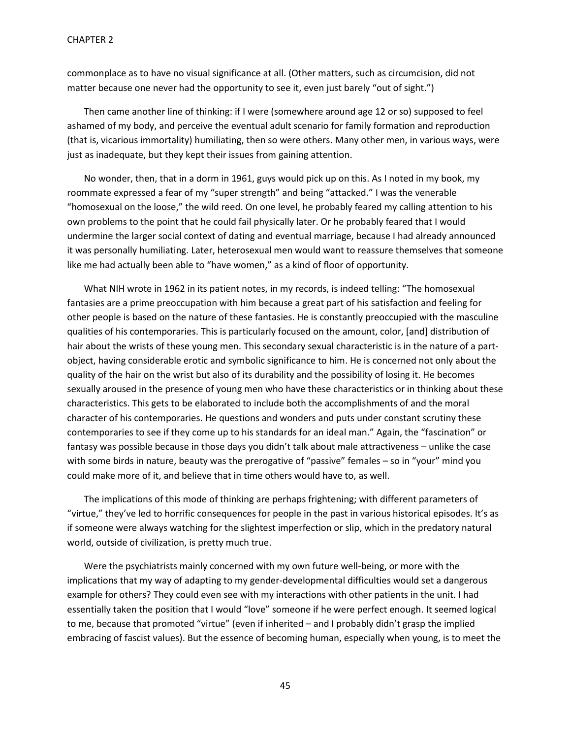commonplace as to have no visual significance at all. (Other matters, such as circumcision, did not matter because one never had the opportunity to see it, even just barely "out of sight.")

Then came another line of thinking: if I were (somewhere around age 12 or so) supposed to feel ashamed of my body, and perceive the eventual adult scenario for family formation and reproduction (that is, vicarious immortality) humiliating, then so were others. Many other men, in various ways, were just as inadequate, but they kept their issues from gaining attention.

No wonder, then, that in a dorm in 1961, guys would pick up on this. As I noted in my book, my roommate expressed a fear of my "super strength" and being "attacked." I was the venerable "homosexual on the loose," the wild reed. On one level, he probably feared my calling attention to his own problems to the point that he could fail physically later. Or he probably feared that I would undermine the larger social context of dating and eventual marriage, because I had already announced it was personally humiliating. Later, heterosexual men would want to reassure themselves that someone like me had actually been able to "have women," as a kind of floor of opportunity.

What NIH wrote in 1962 in its patient notes, in my records, is indeed telling: "The homosexual fantasies are a prime preoccupation with him because a great part of his satisfaction and feeling for other people is based on the nature of these fantasies. He is constantly preoccupied with the masculine qualities of his contemporaries. This is particularly focused on the amount, color, [and] distribution of hair about the wrists of these young men. This secondary sexual characteristic is in the nature of a part-object, having considerable erotic and symbolic significance to him. He is concerned not only about the quality of the hair on the wrist but also of its durability and the possibility of losing it. He becomes sexually aroused in the presence of young men who have these characteristics or in thinking about these characteristics. This gets to be elaborated to include both the accomplishments of and the moral character of his contemporaries. He questions and wonders and puts under constant scrutiny these contemporaries to see if they come up to his standards for an ideal man." Again, the "fascination" or fantasy was possible because in those days you didn't talk about male attractiveness – unlike the case with some birds in nature, beauty was the prerogative of "passive" females – so in "your" mind you could make more of it, and believe that in time others would have to, as well.

The implications of this mode of thinking are perhaps frightening; with different parameters of "virtue," they've led to horrific consequences for people in the past in various historical episodes. It's as if someone were always watching for the slightest imperfection or slip, which in the predatory natural world, outside of civilization, is pretty much true.

Were the psychiatrists mainly concerned with my own future well-being, or more with the implications that my way of adapting to my gender-developmental difficulties would set a dangerous example for others? They could even see with my interactions with other patients in the unit. I had essentially taken the position that I would "love" someone if he were perfect enough. It seemed logical to me, because that promoted "virtue" (even if inherited – and I probably didn't grasp the implied embracing of fascist values). But the essence of becoming human, especially when young, is to meet the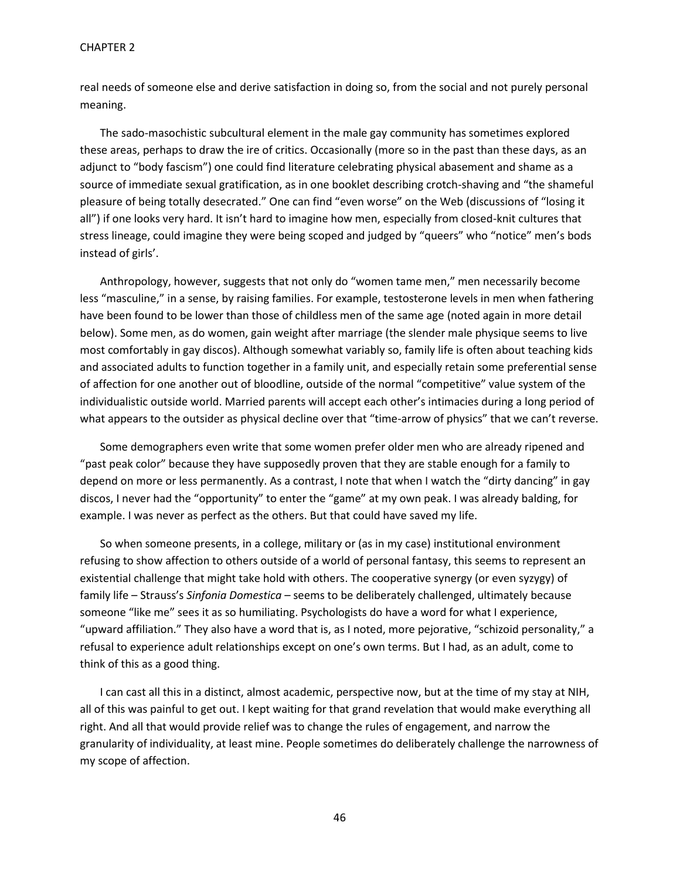real needs of someone else and derive satisfaction in doing so, from the social and not purely personal meaning.

The sado-masochistic subcultural element in the male gay community has sometimes explored these areas, perhaps to draw the ire of critics. Occasionally (more so in the past than these days, as an adjunct to "body fascism") one could find literature celebrating physical abasement and shame as a source of immediate sexual gratification, as in one booklet describing crotch-shaving and "the shameful pleasure of being totally desecrated." One can find "even worse" on the Web (discussions of "losing it all") if one looks very hard. It isn't hard to imagine how men, especially from closed-knit cultures that stress lineage, could imagine they were being scoped and judged by "queers" who "notice" men's bods instead of girls'.

Anthropology, however, suggests that not only do "women tame men," men necessarily become less "masculine," in a sense, by raising families. For example, testosterone levels in men when fathering have been found to be lower than those of childless men of the same age (noted again in more detail below). Some men, as do women, gain weight after marriage (the slender male physique seems to live most comfortably in gay discos). Although somewhat variably so, family life is often about teaching kids and associated adults to function together in a family unit, and especially retain some preferential sense of affection for one another out of bloodline, outside of the normal "competitive" value system of the individualistic outside world. Married parents will accept each other's intimacies during a long period of what appears to the outsider as physical decline over that "time-arrow of physics" that we can't reverse.

Some demographers even write that some women prefer older men who are already ripened and "past peak color" because they have supposedly proven that they are stable enough for a family to depend on more or less permanently. As a contrast, I note that when I watch the "dirty dancing" in gay discos, I never had the "opportunity" to enter the "game" at my own peak. I was already balding, for example. I was never as perfect as the others. But that could have saved my life.

So when someone presents, in a college, military or (as in my case) institutional environment refusing to show affection to others outside of a world of personal fantasy, this seems to represent an existential challenge that might take hold with others. The cooperative synergy (or even syzygy) of family life – Strauss's *Sinfonia Domestica* – seems to be deliberately challenged, ultimately because someone "like me" sees it as so humiliating. Psychologists do have a word for what I experience, "upward affiliation." They also have a word that is, as I noted, more pejorative, "schizoid personality," a refusal to experience adult relationships except on one's own terms. But I had, as an adult, come to think of this as a good thing.

I can cast all this in a distinct, almost academic, perspective now, but at the time of my stay at NIH, all of this was painful to get out. I kept waiting for that grand revelation that would make everything all right. And all that would provide relief was to change the rules of engagement, and narrow the granularity of individuality, at least mine. People sometimes do deliberately challenge the narrowness of my scope of affection.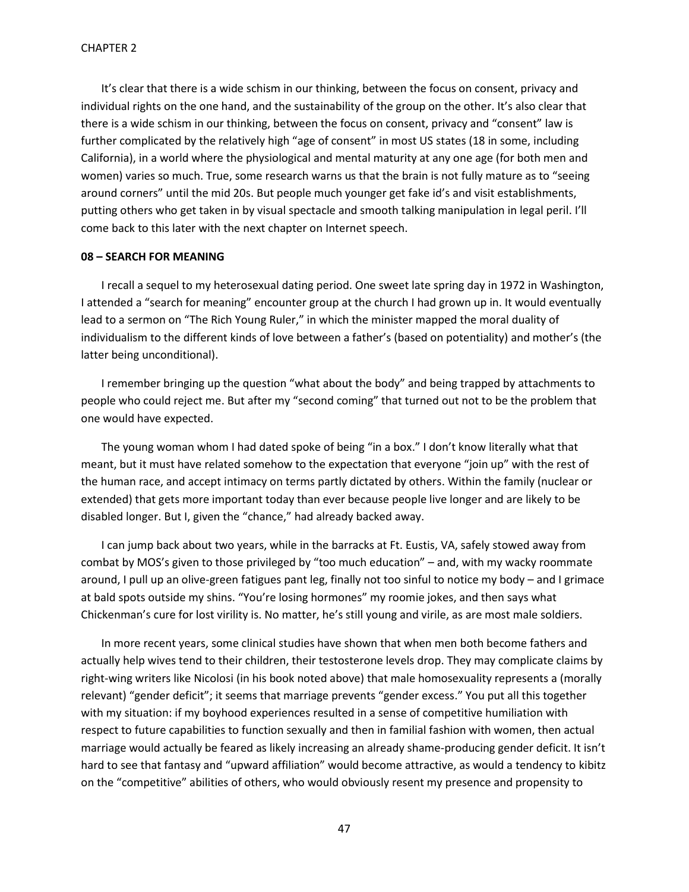It's clear that there is a wide schism in our thinking, between the focus on consent, privacy and individual rights on the one hand, and the sustainability of the group on the other. It's also clear that there is a wide schism in our thinking, between the focus on consent, privacy and "consent" law is further complicated by the relatively high "age of consent" in most US states (18 in some, including California), in a world where the physiological and mental maturity at any one age (for both men and women) varies so much. True, some research warns us that the brain is not fully mature as to "seeing around corners" until the mid 20s. But people much younger get fake id's and visit establishments, putting others who get taken in by visual spectacle and smooth talking manipulation in legal peril. I'll come back to this later with the next chapter on Internet speech.

**08 – SEARCH FOR MEANING**

I recall a sequel to my heterosexual dating period. One sweet late spring day in 1972 in Washington, I attended a "search for meaning" encounter group at the church I had grown up in. It would eventually lead to a sermon on "The Rich Young Ruler," in which the minister mapped the moral duality of individualism to the different kinds of love between a father's (based on potentiality) and mother's (the latter being unconditional).

I remember bringing up the question "what about the body" and being trapped by attachments to people who could reject me. But after my "second coming" that turned out not to be the problem that one would have expected.

The young woman whom I had dated spoke of being "in a box." I don't know literally what that meant, but it must have related somehow to the expectation that everyone "join up" with the rest of the human race, and accept intimacy on terms partly dictated by others. Within the family (nuclear or extended) that gets more important today than ever because people live longer and are likely to be disabled longer. But I, given the "chance," had already backed away.

I can jump back about two years, while in the barracks at Ft. Eustis, VA, safely stowed away from combat by MOS's given to those privileged by "too much education" – and, with my wacky roommate around, I pull up an olive-green fatigues pant leg, finally not too sinful to notice my body – and I grimace at bald spots outside my shins. "You're losing hormones" my roomie jokes, and then says what Chickenman's cure for lost virility is. No matter, he's still young and virile, as are most male soldiers.

In more recent years, some clinical studies have shown that when men both become fathers and actually help wives tend to their children, their testosterone levels drop. They may complicate claims by right-wing writers like Nicolosi (in his book noted above) that male homosexuality represents a (morally relevant) "gender deficit"; it seems that marriage prevents "gender excess." You put all this together with my situation: if my boyhood experiences resulted in a sense of competitive humiliation with respect to future capabilities to function sexually and then in familial fashion with women, then actual marriage would actually be feared as likely increasing an already shame-producing gender deficit. It isn't hard to see that fantasy and "upward affiliation" would become attractive, as would a tendency to kibitz on the "competitive" abilities of others, who would obviously resent my presence and propensity to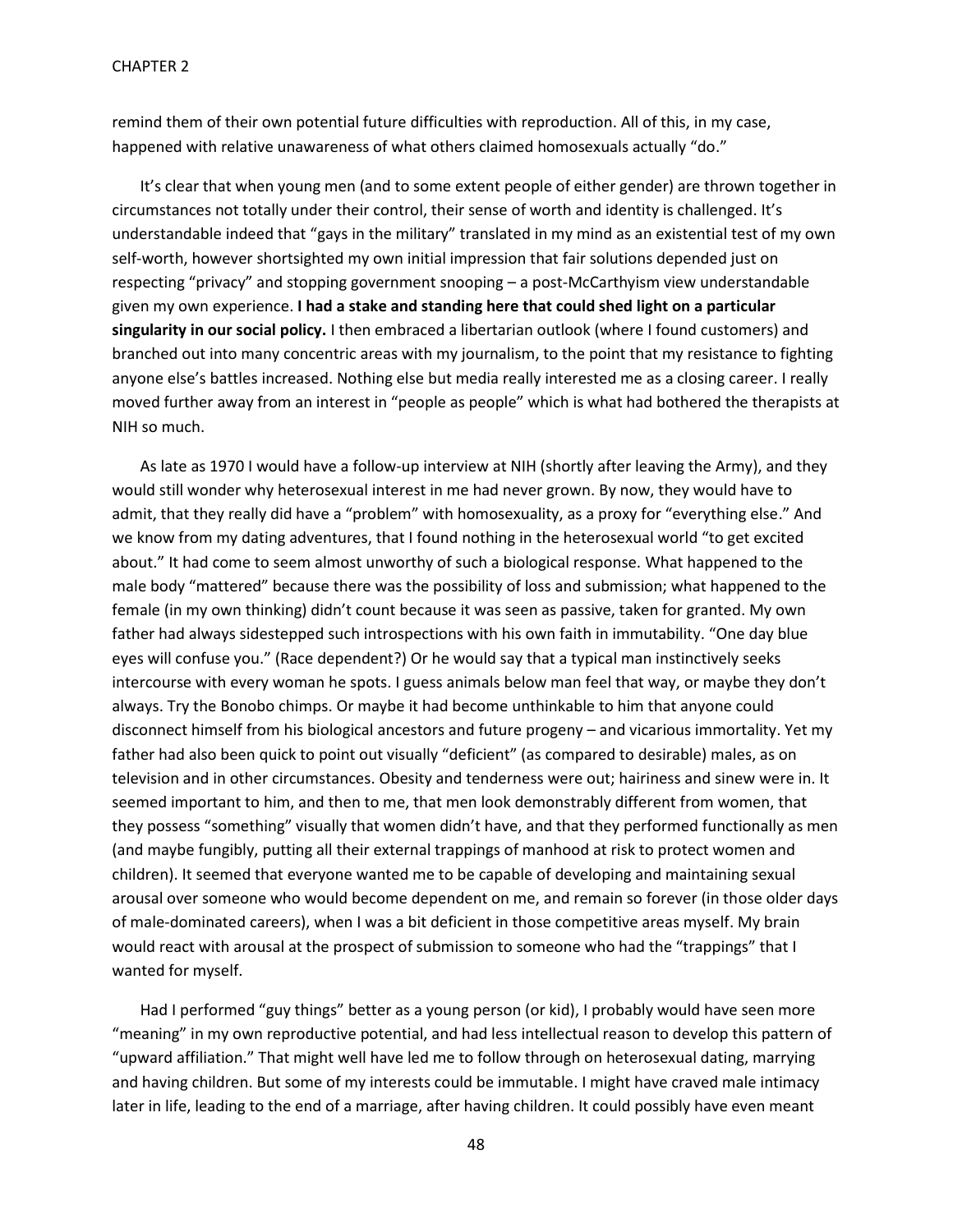remind them of their own potential future difficulties with reproduction. All of this, in my case, happened with relative unawareness of what others claimed homosexuals actually "do."

It's clear that when young men (and to some extent people of either gender) are thrown together in circumstances not totally under their control, their sense of worth and identity is challenged. It's understandable indeed that "gays in the military" translated in my mind as an existential test of my own self-worth, however shortsighted my own initial impression that fair solutions depended just on respecting "privacy" and stopping government snooping – a post-McCarthyism view understandable given my own experience. **I had a stake and standing here that could shed light on a particular singularity in our social policy.** I then embraced a libertarian outlook (where I found customers) and branched out into many concentric areas with my journalism, to the point that my resistance to fighting anyone else's battles increased. Nothing else but media really interested me as a closing career. I really moved further away from an interest in "people as people" which is what had bothered the therapists at NIH so much.

As late as 1970 I would have a follow-up interview at NIH (shortly after leaving the Army), and they would still wonder why heterosexual interest in me had never grown. By now, they would have to admit, that they really did have a "problem" with homosexuality, as a proxy for "everything else." And we know from my dating adventures, that I found nothing in the heterosexual world "to get excited about." It had come to seem almost unworthy of such a biological response. What happened to the male body "mattered" because there was the possibility of loss and submission; what happened to the female (in my own thinking) didn't count because it was seen as passive, taken for granted. My own father had always sidestepped such introspections with his own faith in immutability. "One day blue eyes will confuse you." (Race dependent?) Or he would say that a typical man instinctively seeks intercourse with every woman he spots. I guess animals below man feel that way, or maybe they don't always. Try the Bonobo chimps. Or maybe it had become unthinkable to him that anyone could disconnect himself from his biological ancestors and future progeny – and vicarious immortality. Yet my father had also been quick to point out visually "deficient" (as compared to desirable) males, as on television and in other circumstances. Obesity and tenderness were out; hairiness and sinew were in. It seemed important to him, and then to me, that men look demonstrably different from women, that they possess "something" visually that women didn't have, and that they performed functionally as men (and maybe fungibly, putting all their external trappings of manhood at risk to protect women and children). It seemed that everyone wanted me to be capable of developing and maintaining sexual arousal over someone who would become dependent on me, and remain so forever (in those older days of male-dominated careers), when I was a bit deficient in those competitive areas myself. My brain would react with arousal at the prospect of submission to someone who had the "trappings" that I wanted for myself.

Had I performed "guy things" better as a young person (or kid), I probably would have seen more "meaning" in my own reproductive potential, and had less intellectual reason to develop this pattern of "upward affiliation." That might well have led me to follow through on heterosexual dating, marrying and having children. But some of my interests could be immutable. I might have craved male intimacy later in life, leading to the end of a marriage, after having children. It could possibly have even meant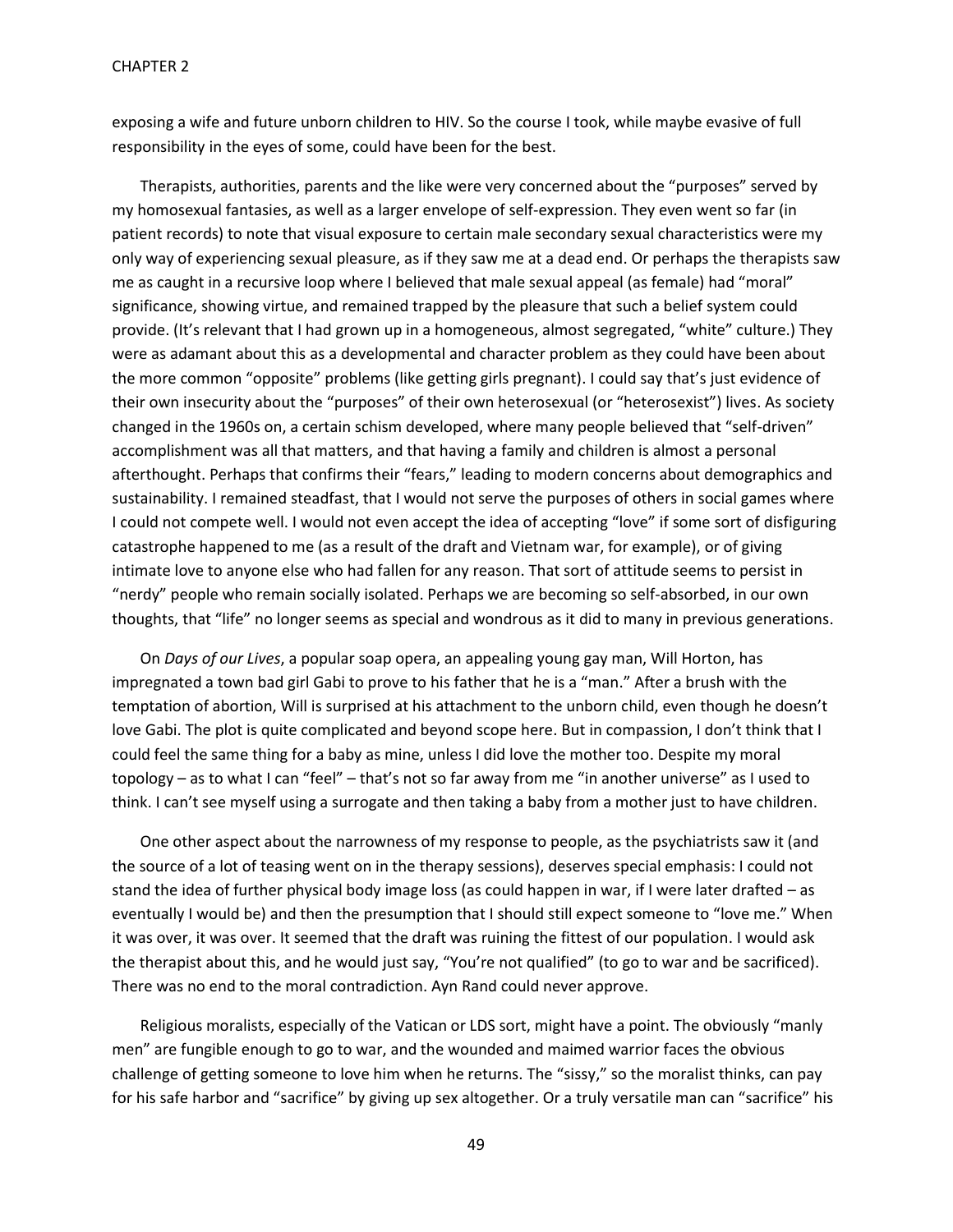exposing a wife and future unborn children to HIV. So the course I took, while maybe evasive of full responsibility in the eyes of some, could have been for the best.

Therapists, authorities, parents and the like were very concerned about the "purposes" served by my homosexual fantasies, as well as a larger envelope of self-expression. They even went so far (in patient records) to note that visual exposure to certain male secondary sexual characteristics were my only way of experiencing sexual pleasure, as if they saw me at a dead end. Or perhaps the therapists saw me as caught in a recursive loop where I believed that male sexual appeal (as female) had "moral" significance, showing virtue, and remained trapped by the pleasure that such a belief system could provide. (It's relevant that I had grown up in a homogeneous, almost segregated, "white" culture.) They were as adamant about this as a developmental and character problem as they could have been about the more common "opposite" problems (like getting girls pregnant). I could say that's just evidence of their own insecurity about the "purposes" of their own heterosexual (or "heterosexist") lives. As society changed in the 1960s on, a certain schism developed, where many people believed that "self-driven" accomplishment was all that matters, and that having a family and children is almost a personal afterthought. Perhaps that confirms their "fears," leading to modern concerns about demographics and sustainability. I remained steadfast, that I would not serve the purposes of others in social games where I could not compete well. I would not even accept the idea of accepting "love" if some sort of disfiguring catastrophe happened to me (as a result of the draft and Vietnam war, for example), or of giving intimate love to anyone else who had fallen for any reason. That sort of attitude seems to persist in "nerdy" people who remain socially isolated. Perhaps we are becoming so self-absorbed, in our own thoughts, that "life" no longer seems as special and wondrous as it did to many in previous generations.

On *Days of our Lives*, a popular soap opera, an appealing young gay man, Will Horton, has impregnated a town bad girl Gabi to prove to his father that he is a "man." After a brush with the temptation of abortion, Will is surprised at his attachment to the unborn child, even though he doesn't love Gabi. The plot is quite complicated and beyond scope here. But in compassion, I don't think that I could feel the same thing for a baby as mine, unless I did love the mother too. Despite my moral topology – as to what I can "feel" – that's not so far away from me "in another universe" as I used to think. I can't see myself using a surrogate and then taking a baby from a mother just to have children.

One other aspect about the narrowness of my response to people, as the psychiatrists saw it (and the source of a lot of teasing went on in the therapy sessions), deserves special emphasis: I could not stand the idea of further physical body image loss (as could happen in war, if I were later drafted – as eventually I would be) and then the presumption that I should still expect someone to "love me." When it was over, it was over. It seemed that the draft was ruining the fittest of our population. I would ask the therapist about this, and he would just say, "You're not qualified" (to go to war and be sacrificed). There was no end to the moral contradiction. Ayn Rand could never approve.

Religious moralists, especially of the Vatican or LDS sort, might have a point. The obviously "manly men" are fungible enough to go to war, and the wounded and maimed warrior faces the obvious challenge of getting someone to love him when he returns. The "sissy," so the moralist thinks, can pay for his safe harbor and "sacrifice" by giving up sex altogether. Or a truly versatile man can "sacrifice" his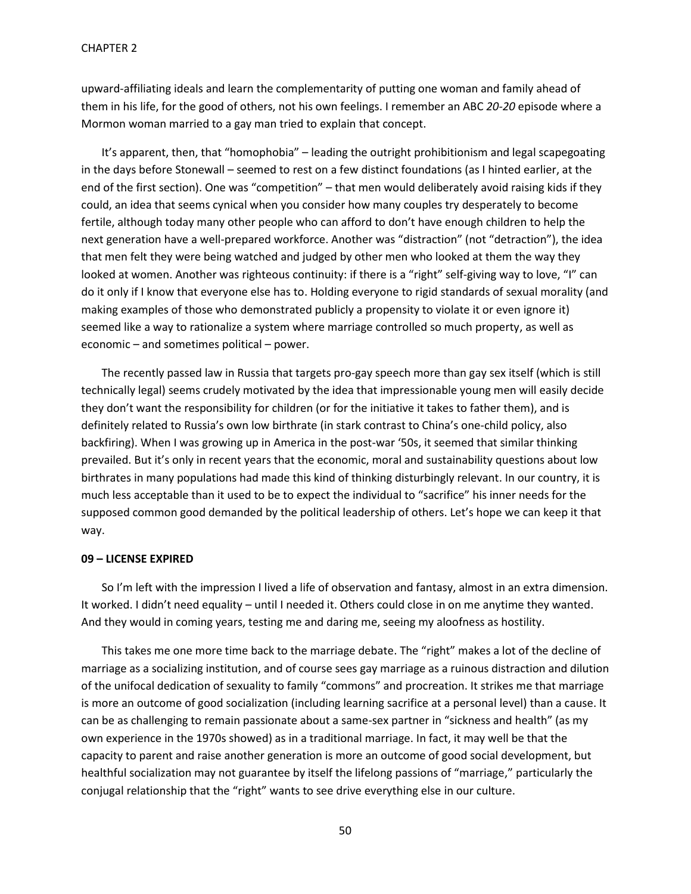upward-affiliating ideals and learn the complementarity of putting one woman and family ahead of them in his life, for the good of others, not his own feelings. I remember an ABC *20-20* episode where a Mormon woman married to a gay man tried to explain that concept.

It's apparent, then, that "homophobia" – leading the outright prohibitionism and legal scapegoating in the days before Stonewall – seemed to rest on a few distinct foundations (as I hinted earlier, at the end of the first section). One was "competition" – that men would deliberately avoid raising kids if they could, an idea that seems cynical when you consider how many couples try desperately to become fertile, although today many other people who can afford to don't have enough children to help the next generation have a well-prepared workforce. Another was "distraction" (not "detraction"), the idea that men felt they were being watched and judged by other men who looked at them the way they looked at women. Another was righteous continuity: if there is a "right" self-giving way to love, "I" can do it only if I know that everyone else has to. Holding everyone to rigid standards of sexual morality (and making examples of those who demonstrated publicly a propensity to violate it or even ignore it) seemed like a way to rationalize a system where marriage controlled so much property, as well as economic – and sometimes political – power.

The recently passed law in Russia that targets pro-gay speech more than gay sex itself (which is still technically legal) seems crudely motivated by the idea that impressionable young men will easily decide they don't want the responsibility for children (or for the initiative it takes to father them), and is definitely related to Russia's own low birthrate (in stark contrast to China's one-child policy, also backfiring). When I was growing up in America in the post-war '50s, it seemed that similar thinking prevailed. But it's only in recent years that the economic, moral and sustainability questions about low birthrates in many populations had made this kind of thinking disturbingly relevant. In our country, it is much less acceptable than it used to be to expect the individual to "sacrifice" his inner needs for the supposed common good demanded by the political leadership of others. Let's hope we can keep it that way.

## 09 – LICENSE EXPIRED

So I'm left with the impression I lived a life of observation and fantasy, almost in an extra dimension. It worked. I didn't need equality – until I needed it. Others could close in on me anytime they wanted. And they would in coming years, testing me and daring me, seeing my aloofness as hostility.

This takes me one more time back to the marriage debate. The "right" makes a lot of the decline of marriage as a socializing institution, and of course sees gay marriage as a ruinous distraction and dilution of the unifocal dedication of sexuality to family "commons" and procreation. It strikes me that marriage is more an outcome of good socialization (including learning sacrifice at a personal level) than a cause. It can be as challenging to remain passionate about a same-sex partner in "sickness and health" (as my own experience in the 1970s showed) as in a traditional marriage. In fact, it may well be that the capacity to parent and raise another generation is more an outcome of good social development, but healthful socialization may not guarantee by itself the lifelong passions of "marriage," particularly the conjugal relationship that the "right" wants to see drive everything else in our culture.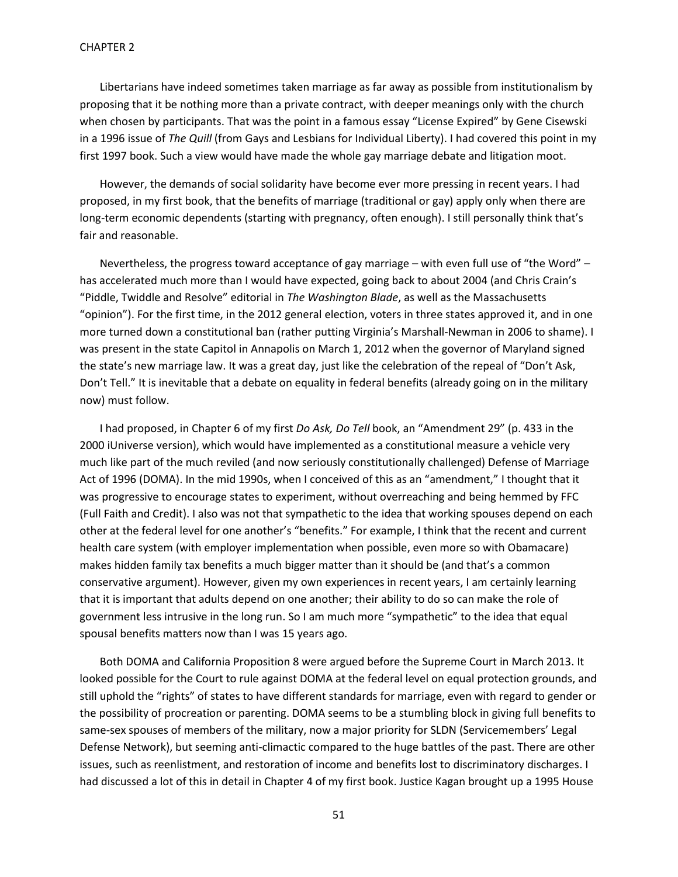Libertarians have indeed sometimes taken marriage as far away as possible from institutionalism by proposing that it be nothing more than a private contract, with deeper meanings only with the church when chosen by participants. That was the point in a famous essay "License Expired" by Gene Cisewski in a 1996 issue of *The Quill* (from Gays and Lesbians for Individual Liberty). I had covered this point in my first 1997 book. Such a view would have made the whole gay marriage debate and litigation moot.

However, the demands of social solidarity have become ever more pressing in recent years. I had proposed, in my first book, that the benefits of marriage (traditional or gay) apply only when there are long-term economic dependents (starting with pregnancy, often enough). I still personally think that's fair and reasonable.

Nevertheless, the progress toward acceptance of gay marriage – with even full use of "the Word" – has accelerated much more than I would have expected, going back to about 2004 (and Chris Crain's "Piddle, Twiddle and Resolve" editorial in *The Washington Blade*, as well as the Massachusetts "opinion"). For the first time, in the 2012 general election, voters in three states approved it, and in one more turned down a constitutional ban (rather putting Virginia's Marshall-Newman in 2006 to shame). I was present in the state Capitol in Annapolis on March 1, 2012 when the governor of Maryland signed the state's new marriage law. It was a great day, just like the celebration of the repeal of "Don't Ask, Don't Tell." It is inevitable that a debate on equality in federal benefits (already going on in the military now) must follow.

I had proposed, in Chapter 6 of my first *Do Ask, Do Tell* book, an "Amendment 29" (p. 433 in the 2000 iUniverse version), which would have implemented as a constitutional measure a vehicle very much like part of the much reviled (and now seriously constitutionally challenged) Defense of Marriage Act of 1996 (DOMA). In the mid 1990s, when I conceived of this as an "amendment," I thought that it was progressive to encourage states to experiment, without overreaching and being hemmed by FFC (Full Faith and Credit). I also was not that sympathetic to the idea that working spouses depend on each other at the federal level for one another's "benefits." For example, I think that the recent and current health care system (with employer implementation when possible, even more so with Obamacare) makes hidden family tax benefits a much bigger matter than it should be (and that's a common conservative argument). However, given my own experiences in recent years, I am certainly learning that it is important that adults depend on one another; their ability to do so can make the role of government less intrusive in the long run. So I am much more "sympathetic" to the idea that equal spousal benefits matters now than I was 15 years ago.

Both DOMA and California Proposition 8 were argued before the Supreme Court in March 2013. It looked possible for the Court to rule against DOMA at the federal level on equal protection grounds, and still uphold the "rights" of states to have different standards for marriage, even with regard to gender or the possibility of procreation or parenting. DOMA seems to be a stumbling block in giving full benefits to same-sex spouses of members of the military, now a major priority for SLDN (Servicemembers' Legal Defense Network), but seeming anti-climactic compared to the huge battles of the past. There are other issues, such as reenlistment, and restoration of income and benefits lost to discriminatory discharges. I had discussed a lot of this in detail in Chapter 4 of my first book. Justice Kagan brought up a 1995 House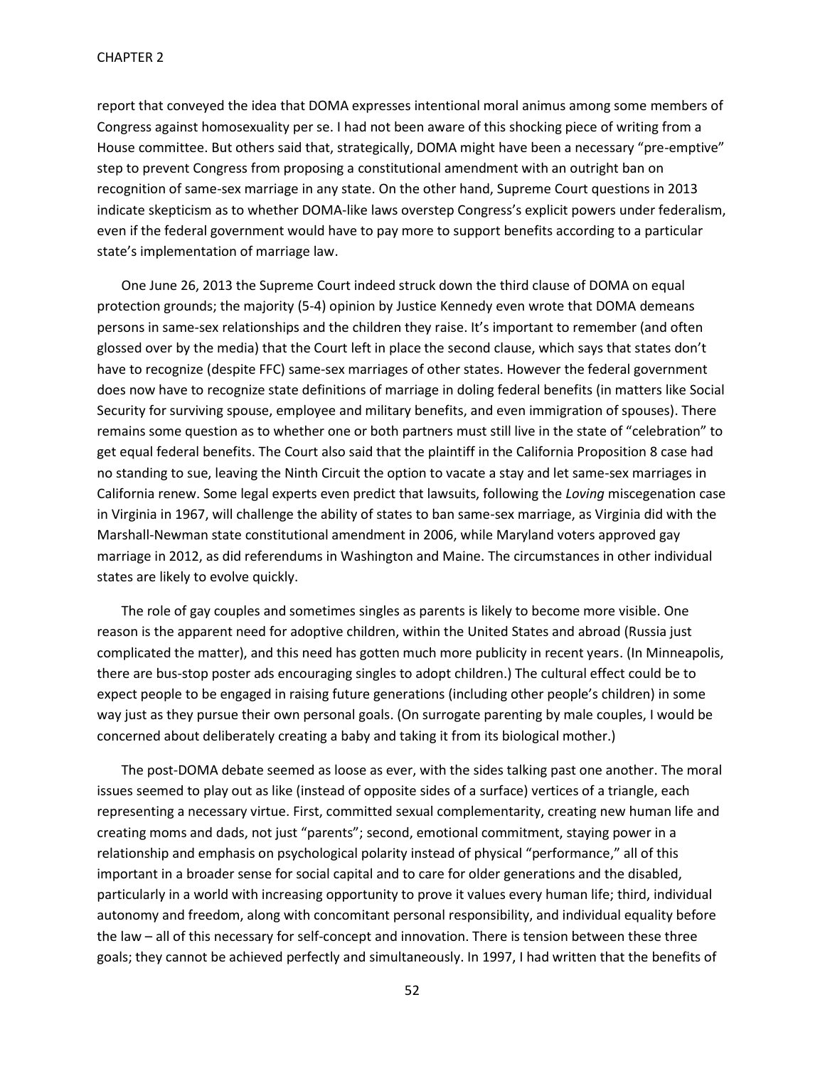report that conveyed the idea that DOMA expresses intentional moral animus among some members of Congress against homosexuality per se. I had not been aware of this shocking piece of writing from a House committee. But others said that, strategically, DOMA might have been a necessary "pre-emptive" step to prevent Congress from proposing a constitutional amendment with an outright ban on recognition of same-sex marriage in any state. On the other hand, Supreme Court questions in 2013 indicate skepticism as to whether DOMA-like laws overstep Congress's explicit powers under federalism, even if the federal government would have to pay more to support benefits according to a particular state's implementation of marriage law.

One June 26, 2013 the Supreme Court indeed struck down the third clause of DOMA on equal protection grounds; the majority (5-4) opinion by Justice Kennedy even wrote that DOMA demeans persons in same-sex relationships and the children they raise. It's important to remember (and often glossed over by the media) that the Court left in place the second clause, which says that states don't have to recognize (despite FFC) same-sex marriages of other states. However the federal government does now have to recognize state definitions of marriage in doling federal benefits (in matters like Social Security for surviving spouse, employee and military benefits, and even immigration of spouses). There remains some question as to whether one or both partners must still live in the state of "celebration" to get equal federal benefits. The Court also said that the plaintiff in the California Proposition 8 case had no standing to sue, leaving the Ninth Circuit the option to vacate a stay and let same-sex marriages in California renew. Some legal experts even predict that lawsuits, following the *Loving* miscegenation case in Virginia in 1967, will challenge the ability of states to ban same-sex marriage, as Virginia did with the Marshall-Newman state constitutional amendment in 2006, while Maryland voters approved gay marriage in 2012, as did referendums in Washington and Maine. The circumstances in other individual states are likely to evolve quickly.

The role of gay couples and sometimes singles as parents is likely to become more visible. One reason is the apparent need for adoptive children, within the United States and abroad (Russia just complicated the matter), and this need has gotten much more publicity in recent years. (In Minneapolis, there are bus-stop poster ads encouraging singles to adopt children.) The cultural effect could be to expect people to be engaged in raising future generations (including other people's children) in some way just as they pursue their own personal goals. (On surrogate parenting by male couples, I would be concerned about deliberately creating a baby and taking it from its biological mother.)

The post-DOMA debate seemed as loose as ever, with the sides talking past one another. The moral issues seemed to play out as like (instead of opposite sides of a surface) vertices of a triangle, each representing a necessary virtue. First, committed sexual complementarity, creating new human life and creating moms and dads, not just "parents"; second, emotional commitment, staying power in a relationship and emphasis on psychological polarity instead of physical "performance," all of this important in a broader sense for social capital and to care for older generations and the disabled, particularly in a world with increasing opportunity to prove it values every human life; third, individual autonomy and freedom, along with concomitant personal responsibility, and individual equality before the law – all of this necessary for self-concept and innovation. There is tension between these three goals; they cannot be achieved perfectly and simultaneously. In 1997, I had written that the benefits of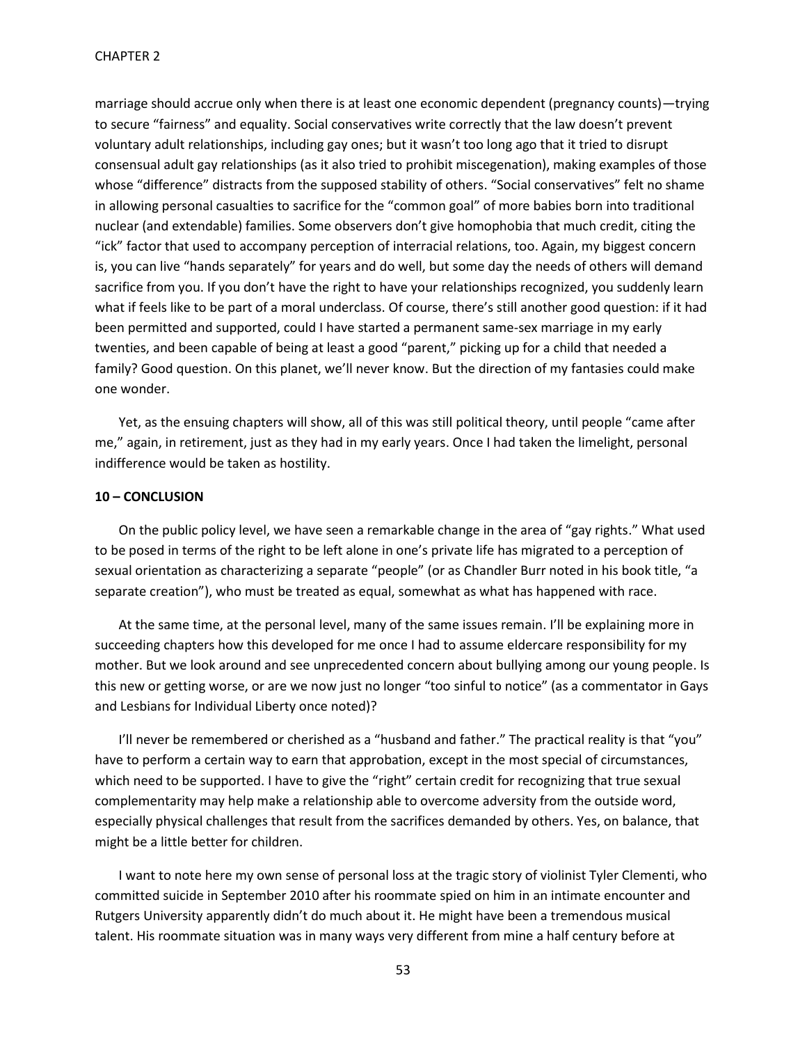marriage should accrue only when there is at least one economic dependent (pregnancy counts)—trying to secure "fairness" and equality. Social conservatives write correctly that the law doesn't prevent voluntary adult relationships, including gay ones; but it wasn't too long ago that it tried to disrupt consensual adult gay relationships (as it also tried to prohibit miscegenation), making examples of those whose "difference" distracts from the supposed stability of others. "Social conservatives" felt no shame in allowing personal casualties to sacrifice for the "common goal" of more babies born into traditional nuclear (and extendable) families. Some observers don't give homophobia that much credit, citing the "ick" factor that used to accompany perception of interracial relations, too. Again, my biggest concern is, you can live "hands separately" for years and do well, but some day the needs of others will demand sacrifice from you. If you don't have the right to have your relationships recognized, you suddenly learn what if feels like to be part of a moral underclass. Of course, there's still another good question: if it had been permitted and supported, could I have started a permanent same-sex marriage in my early twenties, and been capable of being at least a good "parent," picking up for a child that needed a family? Good question. On this planet, we'll never know. But the direction of my fantasies could make one wonder.

Yet, as the ensuing chapters will show, all of this was still political theory, until people "came after me," again, in retirement, just as they had in my early years. Once I had taken the limelight, personal indifference would be taken as hostility.

**10 – CONCLUSION**

On the public policy level, we have seen a remarkable change in the area of "gay rights." What used to be posed in terms of the right to be left alone in one's private life has migrated to a perception of sexual orientation as characterizing a separate "people" (or as Chandler Burr noted in his book title, "a separate creation"), who must be treated as equal, somewhat as what has happened with race.

At the same time, at the personal level, many of the same issues remain. I'll be explaining more in succeeding chapters how this developed for me once I had to assume eldercare responsibility for my mother. But we look around and see unprecedented concern about bullying among our young people. Is this new or getting worse, or are we now just no longer "too sinful to notice" (as a commentator in Gays and Lesbians for Individual Liberty once noted)?

I'll never be remembered or cherished as a "husband and father." The practical reality is that "you" have to perform a certain way to earn that approbation, except in the most special of circumstances, which need to be supported. I have to give the "right" certain credit for recognizing that true sexual complementarity may help make a relationship able to overcome adversity from the outside word, especially physical challenges that result from the sacrifices demanded by others. Yes, on balance, that might be a little better for children.

I want to note here my own sense of personal loss at the tragic story of violinist Tyler Clementi, who committed suicide in September 2010 after his roommate spied on him in an intimate encounter and Rutgers University apparently didn't do much about it. He might have been a tremendous musical talent. His roommate situation was in many ways very different from mine a half century before at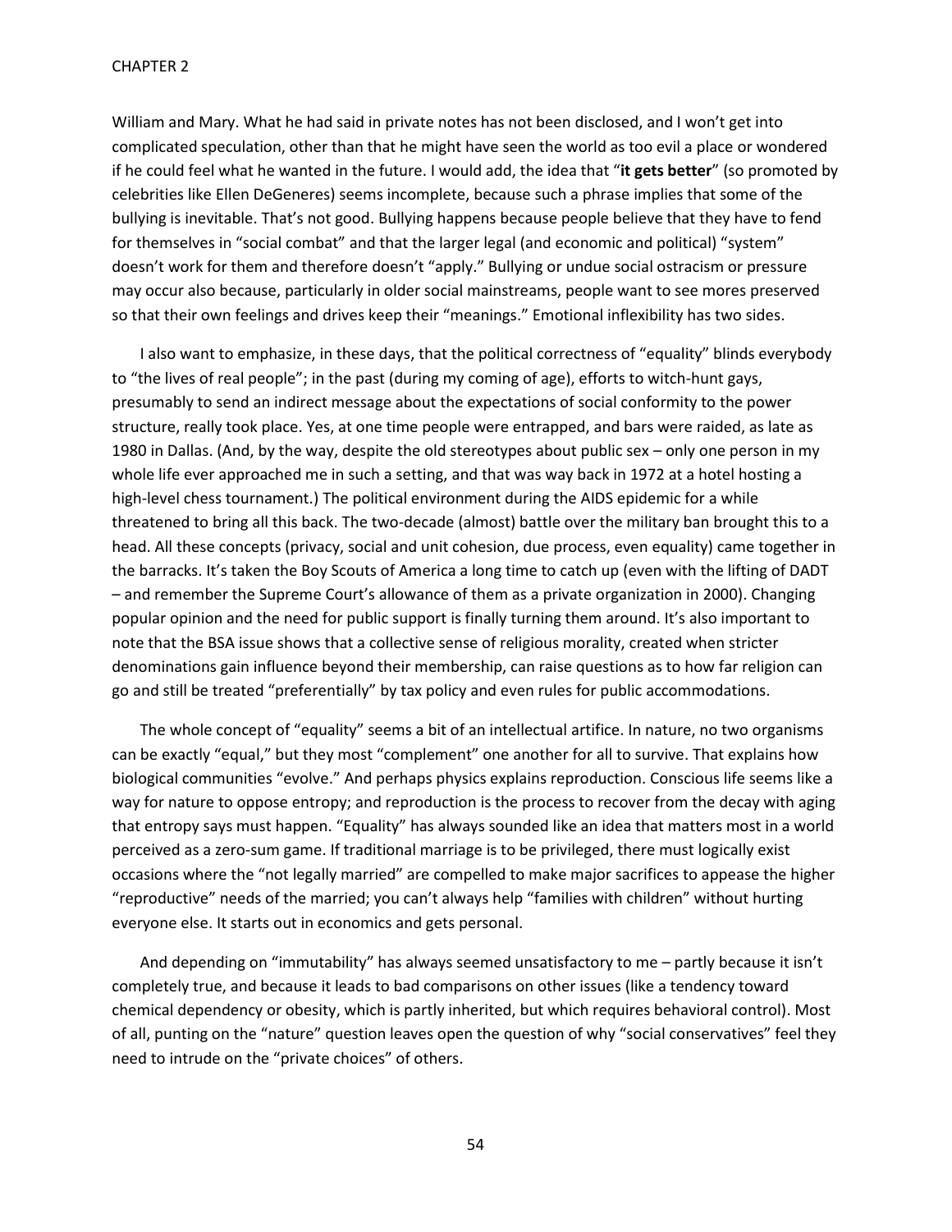William and Mary. What he had said in private notes has not been disclosed, and I won't get into complicated speculation, other than that he might have seen the world as too evil a place or wondered if he could feel what he wanted in the future. I would add, the idea that "**it gets better**" (so promoted by celebrities like Ellen DeGeneres) seems incomplete, because such a phrase implies that some of the bullying is inevitable. That's not good. Bullying happens because people believe that they have to fend for themselves in "social combat" and that the larger legal (and economic and political) "system" doesn't work for them and therefore doesn't "apply." Bullying or undue social ostracism or pressure may occur also because, particularly in older social mainstreams, people want to see mores preserved so that their own feelings and drives keep their "meanings." Emotional inflexibility has two sides.

I also want to emphasize, in these days, that the political correctness of "equality" blinds everybody to "the lives of real people"; in the past (during my coming of age), efforts to witch-hunt gays, presumably to send an indirect message about the expectations of social conformity to the power structure, really took place. Yes, at one time people were entrapped, and bars were raided, as late as 1980 in Dallas. (And, by the way, despite the old stereotypes about public sex – only one person in my whole life ever approached me in such a setting, and that was way back in 1972 at a hotel hosting a high-level chess tournament.) The political environment during the AIDS epidemic for a while threatened to bring all this back. The two-decade (almost) battle over the military ban brought this to a head. All these concepts (privacy, social and unit cohesion, due process, even equality) came together in the barracks. It's taken the Boy Scouts of America a long time to catch up (even with the lifting of DADT – and remember the Supreme Court's allowance of them as a private organization in 2000). Changing popular opinion and the need for public support is finally turning them around. It's also important to note that the BSA issue shows that a collective sense of religious morality, created when stricter denominations gain influence beyond their membership, can raise questions as to how far religion can go and still be treated "preferentially" by tax policy and even rules for public accommodations.

The whole concept of "equality" seems a bit of an intellectual artifice. In nature, no two organisms can be exactly "equal," but they most "complement" one another for all to survive. That explains how biological communities "evolve." And perhaps physics explains reproduction. Conscious life seems like a way for nature to oppose entropy; and reproduction is the process to recover from the decay with aging that entropy says must happen. "Equality" has always sounded like an idea that matters most in a world perceived as a zero-sum game. If traditional marriage is to be privileged, there must logically exist occasions where the "not legally married" are compelled to make major sacrifices to appease the higher "reproductive" needs of the married; you can't always help "families with children" without hurting everyone else. It starts out in economics and gets personal.

And depending on "immutability" has always seemed unsatisfactory to me – partly because it isn't completely true, and because it leads to bad comparisons on other issues (like a tendency toward chemical dependency or obesity, which is partly inherited, but which requires behavioral control). Most of all, punting on the "nature" question leaves open the question of why "social conservatives" feel they need to intrude on the "private choices" of others.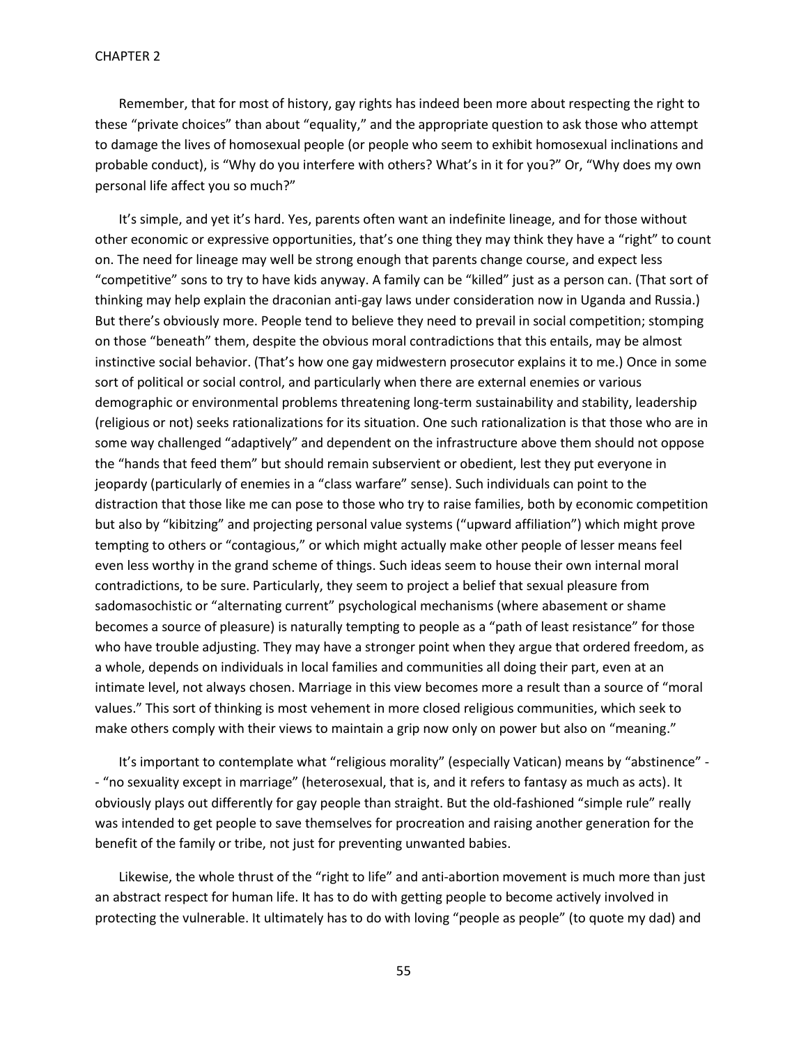Remember, that for most of history, gay rights has indeed been more about respecting the right to these "private choices" than about "equality," and the appropriate question to ask those who attempt to damage the lives of homosexual people (or people who seem to exhibit homosexual inclinations and probable conduct), is "Why do you interfere with others? What's in it for you?" Or, "Why does my own personal life affect you so much?"

It's simple, and yet it's hard. Yes, parents often want an indefinite lineage, and for those without other economic or expressive opportunities, that's one thing they may think they have a "right" to count on. The need for lineage may well be strong enough that parents change course, and expect less "competitive" sons to try to have kids anyway. A family can be "killed" just as a person can. (That sort of thinking may help explain the draconian anti-gay laws under consideration now in Uganda and Russia.) But there's obviously more. People tend to believe they need to prevail in social competition; stomping on those "beneath" them, despite the obvious moral contradictions that this entails, may be almost instinctive social behavior. (That's how one gay midwestern prosecutor explains it to me.) Once in some sort of political or social control, and particularly when there are external enemies or various demographic or environmental problems threatening long-term sustainability and stability, leadership (religious or not) seeks rationalizations for its situation. One such rationalization is that those who are in some way challenged "adaptively" and dependent on the infrastructure above them should not oppose the "hands that feed them" but should remain subservient or obedient, lest they put everyone in jeopardy (particularly of enemies in a "class warfare" sense). Such individuals can point to the distraction that those like me can pose to those who try to raise families, both by economic competition but also by "kibitzing" and projecting personal value systems ("upward affiliation") which might prove tempting to others or "contagious," or which might actually make other people of lesser means feel even less worthy in the grand scheme of things. Such ideas seem to house their own internal moral contradictions, to be sure. Particularly, they seem to project a belief that sexual pleasure from sadomasochistic or "alternating current" psychological mechanisms (where abasement or shame becomes a source of pleasure) is naturally tempting to people as a "path of least resistance" for those who have trouble adjusting. They may have a stronger point when they argue that ordered freedom, as a whole, depends on individuals in local families and communities all doing their part, even at an intimate level, not always chosen. Marriage in this view becomes more a result than a source of "moral values." This sort of thinking is most vehement in more closed religious communities, which seek to make others comply with their views to maintain a grip now only on power but also on "meaning."

It's important to contemplate what "religious morality" (especially Vatican) means by "abstinence" -- "no sexuality except in marriage" (heterosexual, that is, and it refers to fantasy as much as acts). It obviously plays out differently for gay people than straight. But the old-fashioned "simple rule" really was intended to get people to save themselves for procreation and raising another generation for the benefit of the family or tribe, not just for preventing unwanted babies.

Likewise, the whole thrust of the "right to life" and anti-abortion movement is much more than just an abstract respect for human life. It has to do with getting people to become actively involved in protecting the vulnerable. It ultimately has to do with loving "people as people" (to quote my dad) and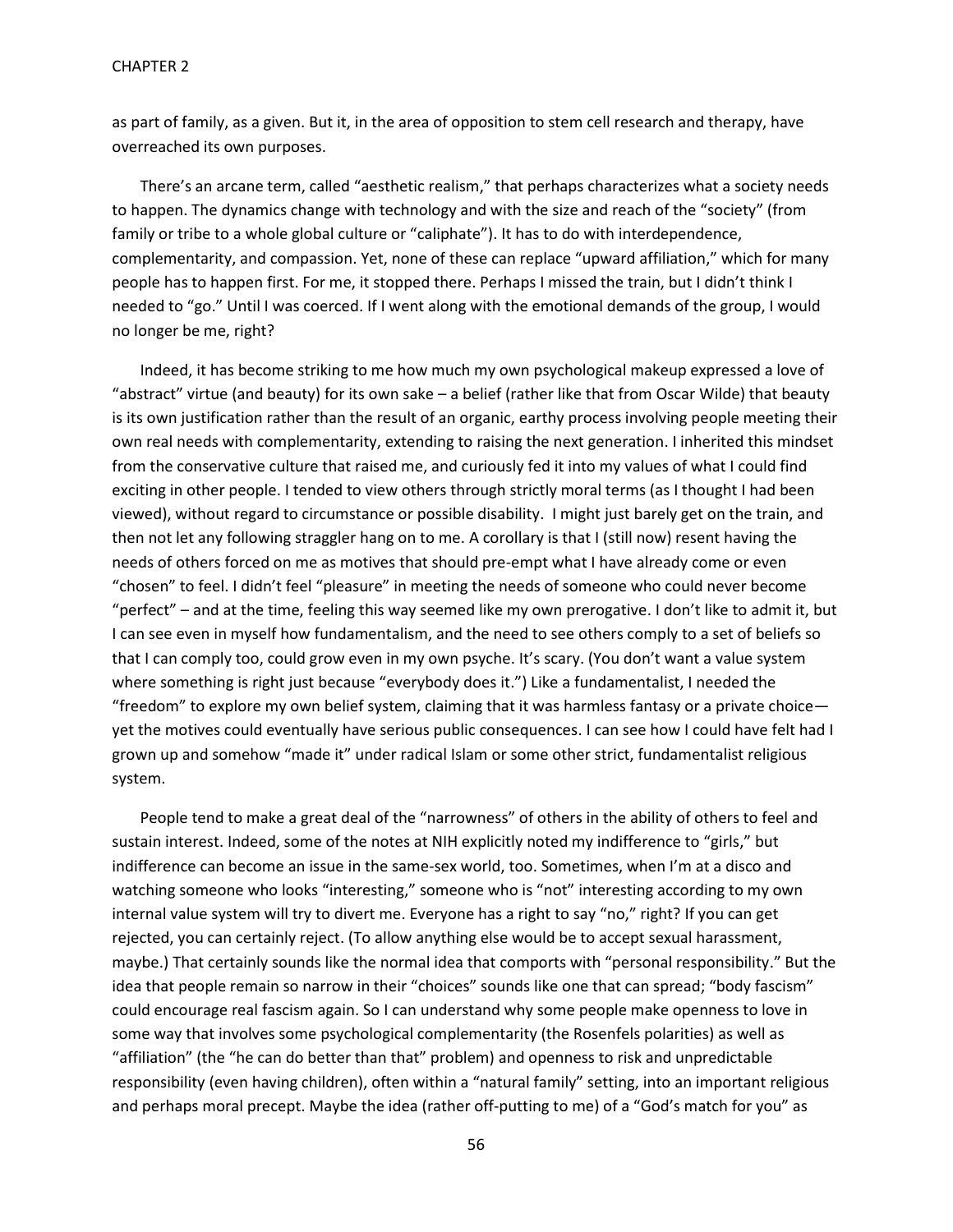as part of family, as a given. But it, in the area of opposition to stem cell research and therapy, have overreached its own purposes.

There's an arcane term, called "aesthetic realism," that perhaps characterizes what a society needs to happen. The dynamics change with technology and with the size and reach of the "society" (from family or tribe to a whole global culture or "caliphate"). It has to do with interdependence, complementarity, and compassion. Yet, none of these can replace "upward affiliation," which for many people has to happen first. For me, it stopped there. Perhaps I missed the train, but I didn't think I needed to "go." Until I was coerced. If I went along with the emotional demands of the group, I would no longer be me, right?

Indeed, it has become striking to me how much my own psychological makeup expressed a love of "abstract" virtue (and beauty) for its own sake – a belief (rather like that from Oscar Wilde) that beauty is its own justification rather than the result of an organic, earthy process involving people meeting their own real needs with complementarity, extending to raising the next generation. I inherited this mindset from the conservative culture that raised me, and curiously fed it into my values of what I could find exciting in other people. I tended to view others through strictly moral terms (as I thought I had been viewed), without regard to circumstance or possible disability. I might just barely get on the train, and then not let any following straggler hang on to me. A corollary is that I (still now) resent having the needs of others forced on me as motives that should pre-empt what I have already come or even "chosen" to feel. I didn't feel "pleasure" in meeting the needs of someone who could never become "perfect" – and at the time, feeling this way seemed like my own prerogative. I don't like to admit it, but I can see even in myself how fundamentalism, and the need to see others comply to a set of beliefs so that I can comply too, could grow even in my own psyche. It's scary. (You don't want a value system where something is right just because "everybody does it.") Like a fundamentalist, I needed the "freedom" to explore my own belief system, claiming that it was harmless fantasy or a private choice—yet the motives could eventually have serious public consequences. I can see how I could have felt had I grown up and somehow "made it" under radical Islam or some other strict, fundamentalist religious system.

People tend to make a great deal of the "narrowness" of others in the ability of others to feel and sustain interest. Indeed, some of the notes at NIH explicitly noted my indifference to "girls," but indifference can become an issue in the same-sex world, too. Sometimes, when I'm at a disco and watching someone who looks "interesting," someone who is "not" interesting according to my own internal value system will try to divert me. Everyone has a right to say "no," right? If you can get rejected, you can certainly reject. (To allow anything else would be to accept sexual harassment, maybe.) That certainly sounds like the normal idea that comports with "personal responsibility." But the idea that people remain so narrow in their "choices" sounds like one that can spread; "body fascism" could encourage real fascism again. So I can understand why some people make openness to love in some way that involves some psychological complementarity (the Rosenfels polarities) as well as "affiliation" (the "he can do better than that" problem) and openness to risk and unpredictable responsibility (even having children), often within a "natural family" setting, into an important religious and perhaps moral precept. Maybe the idea (rather off-putting to me) of a "God's match for you" as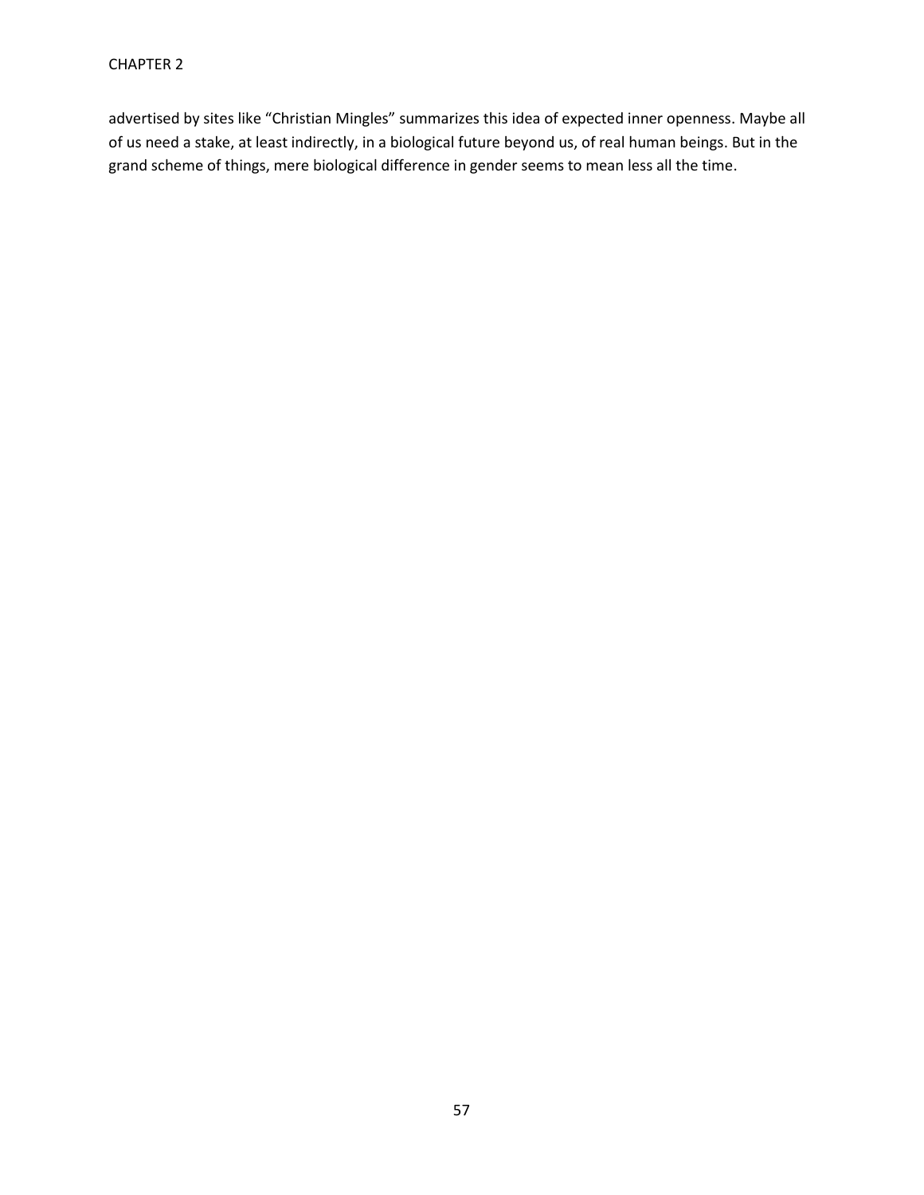advertised by sites like "Christian Mingles" summarizes this idea of expected inner openness. Maybe all of us need a stake, at least indirectly, in a biological future beyond us, of real human beings. But in the grand scheme of things, mere biological difference in gender seems to mean less all the time.